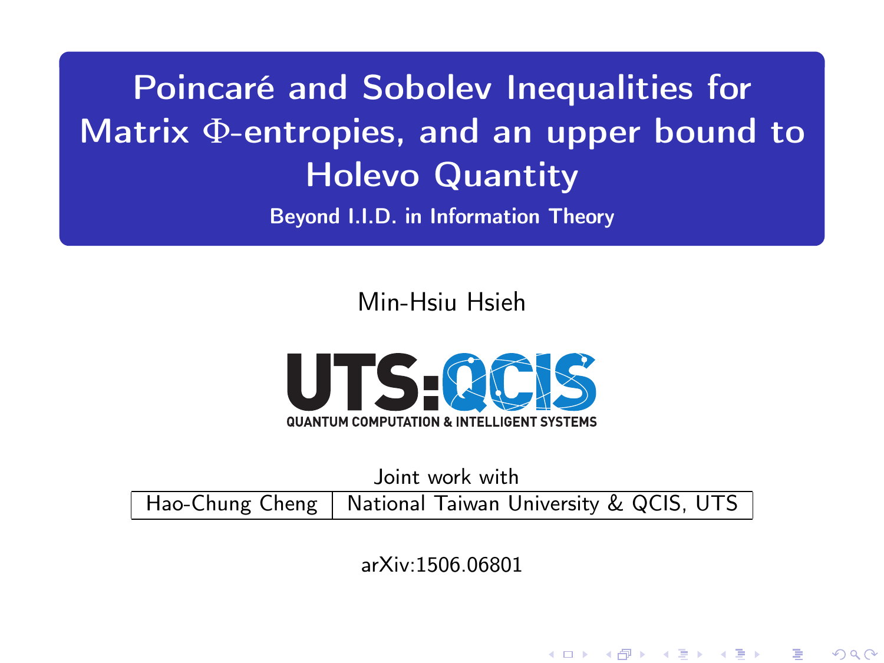# Poincaré and Sobolev Inequalities for Matrix $\Phi$-entropies, and an upper bound to Holevo Quantity

**Beyond I.I.D. in Information Theory**

Min-Hsiu Hsieh

UTS:QCIS

QUANTUM COMPUTATION & INTELLIGENT SYSTEMS

Joint work with

| Hao-Chung Cheng | National Taiwan University & QCIS, UTS |
|---|---|

arXiv:1506.06801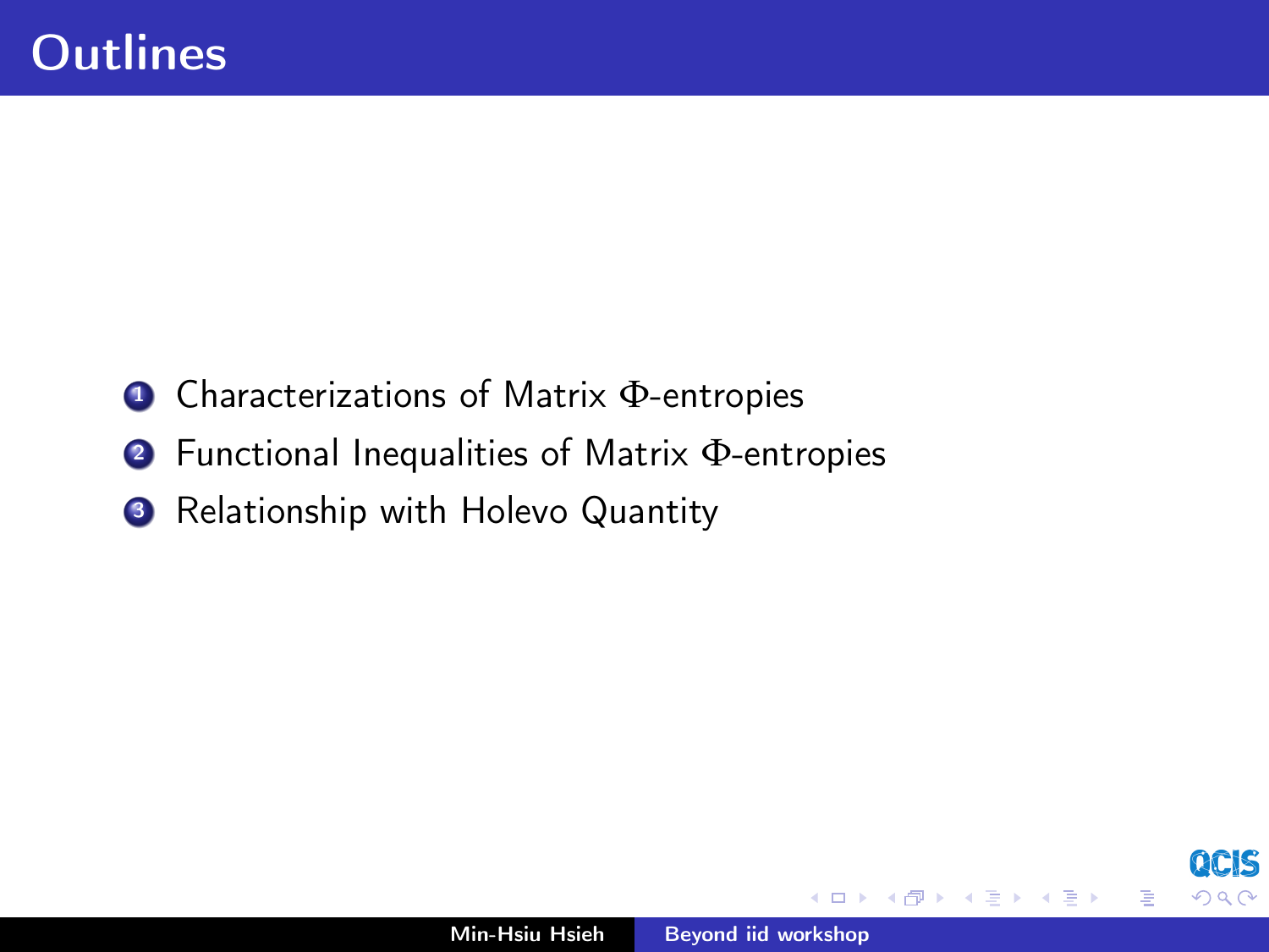# Outlines

1. Characterizations of Matrix $\Phi$-entropies
2. Functional Inequalities of Matrix $\Phi$-entropies
3. Relationship with Holevo Quantity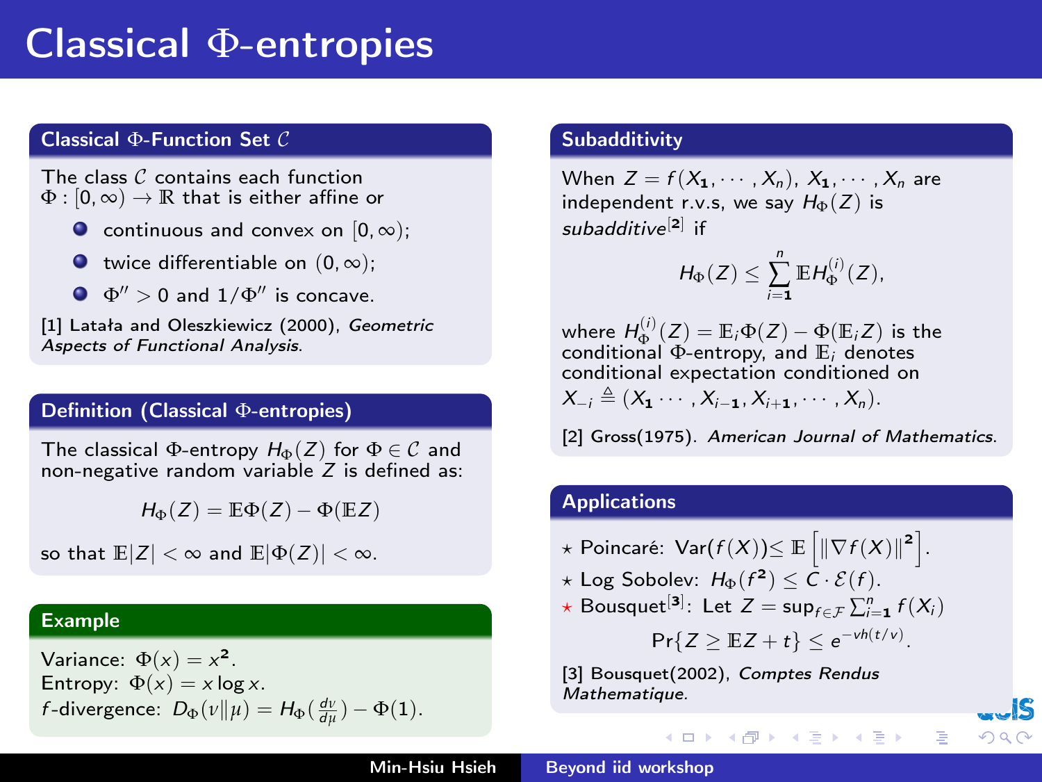# Classical $\Phi$-entropies

## Classical $\Phi$-Function Set $\mathcal{C}$

The class $\mathcal{C}$ contains each function $\Phi : [0, \infty) \to \mathbb{R}$ that is either affine or

- continuous and convex on $[0, \infty)$;
- twice differentiable on $(0, \infty)$;
- $\Phi'' > 0$ and $1/\Phi''$ is concave.

[1] Latała and Oleszkiewicz (2000), *Geometric Aspects of Functional Analysis*.

## Definition (Classical $\Phi$-entropies)

The classical $\Phi$-entropy $H_\Phi(Z)$ for $\Phi \in \mathcal{C}$ and non-negative random variable $Z$ is defined as:

$$H_\Phi(Z) = \mathbb{E}\Phi(Z) - \Phi(\mathbb{E}Z)$$

so that $\mathbb{E}|Z| < \infty$ and $\mathbb{E}|\Phi(Z)| < \infty$.

## Example

Variance: $\Phi(x) = x^2$.
Entropy: $\Phi(x) = x \log x$.
$f$-divergence: $D_\Phi(\nu \| \mu) = H_\Phi(\frac{d\nu}{d\mu}) - \Phi(1)$.

## Subadditivity

When $Z = f(X_1, \cdots, X_n)$, $X_1, \cdots, X_n$ are independent r.v.s, we say $H_\Phi(Z)$ is *subadditive*[2] if

$$H_\Phi(Z) \leq \sum_{i=1}^{n} \mathbb{E} H_\Phi^{(i)}(Z),$$

where $H_\Phi^{(i)}(Z) = \mathbb{E}_i \Phi(Z) - \Phi(\mathbb{E}_i Z)$ is the conditional $\Phi$-entropy, and $\mathbb{E}_i$ denotes conditional expectation conditioned on $X_{-i} \triangleq (X_1 \cdots, X_{i-1}, X_{i+1}, \cdots, X_n)$.

[2] Gross(1975). *American Journal of Mathematics*.

## Applications

- ⋆ Poincaré: $\mathrm{Var}(f(X)) \leq \mathbb{E}\left[\|\nabla f(X)\|^2\right]$.
- ⋆ Log Sobolev: $H_\Phi(f^2) \leq C \cdot \mathcal{E}(f)$.
- ⋆ Bousquet[3]: Let $Z = \sup_{f \in \mathcal{F}} \sum_{i=1}^{n} f(X_i)$

$$\Pr\{Z \geq \mathbb{E}Z + t\} \leq e^{-vh(t/v)}.$$

[3] Bousquet(2002), *Comptes Rendus Mathematique*.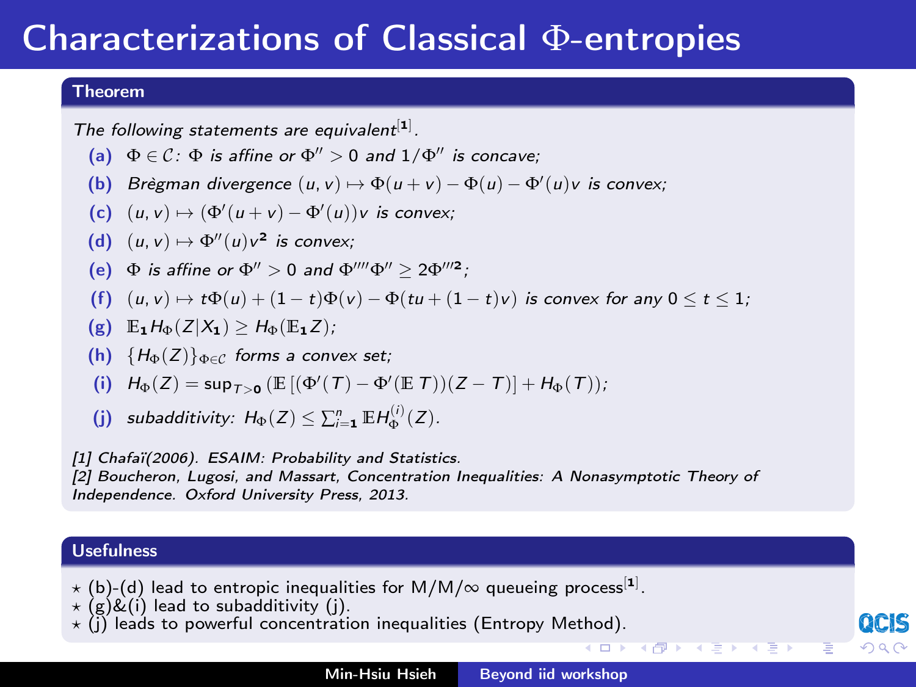# Characterizations of Classical Φ-entropies

### Theorem

*The following statements are equivalent*[1].

- **(a)** $\Phi \in \mathcal{C}$: $\Phi$ *is affine or* $\Phi'' > 0$ *and* $1/\Phi''$ *is concave;*
- **(b)** *Brègman divergence* $(u, v) \mapsto \Phi(u+v) - \Phi(u) - \Phi'(u)v$ *is convex;*
- **(c)** $(u, v) \mapsto (\Phi'(u+v) - \Phi'(u))v$ *is convex;*
- **(d)** $(u, v) \mapsto \Phi''(u)v^2$ *is convex;*
- **(e)** $\Phi$ *is affine or* $\Phi'' > 0$ *and* $\Phi''''\Phi'' \geq 2\Phi'''^2$;
- **(f)** $(u, v) \mapsto t\Phi(u) + (1-t)\Phi(v) - \Phi(tu + (1-t)v)$ *is convex for any* $0 \leq t \leq 1$;
- **(g)** $\mathbb{E}_1 H_\Phi(Z|X_1) \geq H_\Phi(\mathbb{E}_1 Z)$;
- **(h)** $\{H_\Phi(Z)\}_{\Phi \in \mathcal{C}}$ *forms a convex set;*
- **(i)** $H_\Phi(Z) = \sup_{T>0} \left( \mathbb{E}\left[(\Phi'(T) - \Phi'(\mathbb{E}\, T))(Z - T)\right] + H_\Phi(T) \right)$;
- **(j)** *subadditivity:* $H_\Phi(Z) \leq \sum_{i=1}^n \mathbb{E} H_\Phi^{(i)}(Z)$.

*[1] Chafaï(2006). ESAIM: Probability and Statistics.*
*[2] Boucheron, Lugosi, and Massart, Concentration Inequalities: A Nonasymptotic Theory of Independence. Oxford University Press, 2013.*

### Usefulness

- ⋆ (b)-(d) lead to entropic inequalities for M/M/∞ queueing process[1].
- ⋆ (g)&(i) lead to subadditivity (j).
- ⋆ (j) leads to powerful concentration inequalities (Entropy Method).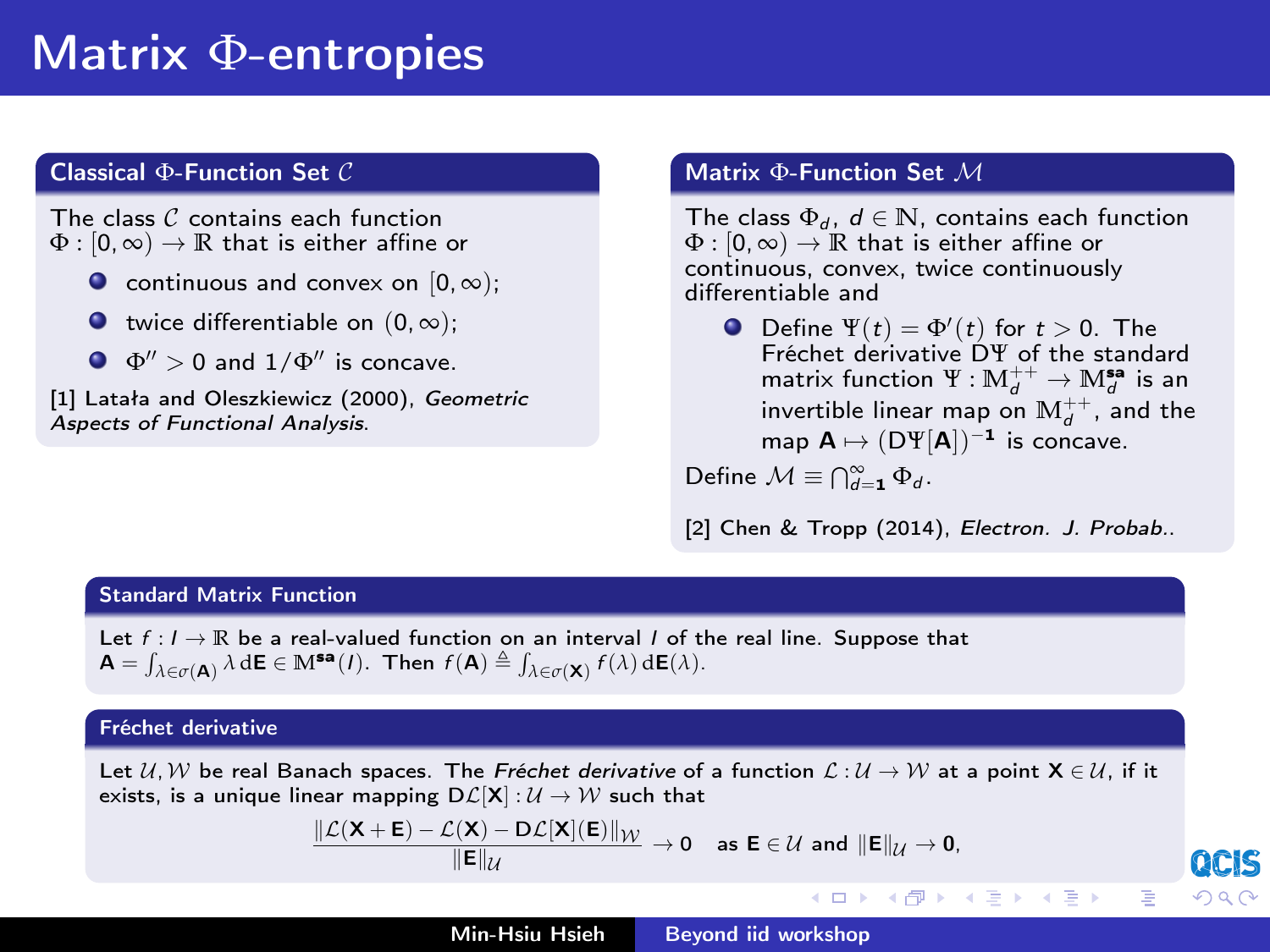# Matrix Φ-entropies

## Classical Φ-Function Set $\mathcal{C}$

The class $\mathcal{C}$ contains each function $\Phi : [0, \infty) \to \mathbb{R}$ that is either affine or

- continuous and convex on $[0, \infty)$;
- twice differentiable on $(0, \infty)$;
- $\Phi'' > 0$ and $1/\Phi''$ is concave.

[1] Latała and Oleszkiewicz (2000), *Geometric Aspects of Functional Analysis*.

## Matrix Φ-Function Set $\mathcal{M}$

The class $\Phi_d$, $d \in \mathbb{N}$, contains each function $\Phi : [0, \infty) \to \mathbb{R}$ that is either affine or continuous, convex, twice continuously differentiable and

- Define $\Psi(t) = \Phi'(t)$ for $t > 0$. The Fréchet derivative $\mathsf{D}\Psi$ of the standard matrix function $\Psi : \mathbb{M}_d^{++} \to \mathbb{M}_d^{\mathbf{sa}}$ is an invertible linear map on $\mathbb{M}_d^{++}$, and the map $\mathbf{A} \mapsto (\mathsf{D}\Psi[\mathbf{A}])^{-\mathbf{1}}$ is concave.

Define $\mathcal{M} \equiv \bigcap_{d=\mathbf{1}}^{\infty} \Phi_d$.

[2] Chen & Tropp (2014), *Electron. J. Probab.*.

## Standard Matrix Function

Let $f : I \to \mathbb{R}$ be a real-valued function on an interval $I$ of the real line. Suppose that $\mathbf{A} = \int_{\lambda \in \sigma(\mathbf{A})} \lambda \, \mathrm{d}\mathbf{E} \in \mathbb{M}^{\mathbf{sa}}(I)$. Then $f(\mathbf{A}) \triangleq \int_{\lambda \in \sigma(\mathbf{X})} f(\lambda) \, \mathrm{d}\mathbf{E}(\lambda)$.

## Fréchet derivative

Let $\mathcal{U}, \mathcal{W}$ be real Banach spaces. The *Fréchet derivative* of a function $\mathcal{L} : \mathcal{U} \to \mathcal{W}$ at a point $\mathbf{X} \in \mathcal{U}$, if it exists, is a unique linear mapping $\mathsf{D}\mathcal{L}[\mathbf{X}] : \mathcal{U} \to \mathcal{W}$ such that

$$\frac{\|\mathcal{L}(\mathbf{X} + \mathbf{E}) - \mathcal{L}(\mathbf{X}) - \mathsf{D}\mathcal{L}[\mathbf{X}](\mathbf{E})\|_{\mathcal{W}}}{\|\mathbf{E}\|_{\mathcal{U}}} \to 0 \quad \text{as } \mathbf{E} \in \mathcal{U} \text{ and } \|\mathbf{E}\|_{\mathcal{U}} \to \mathbf{0},$$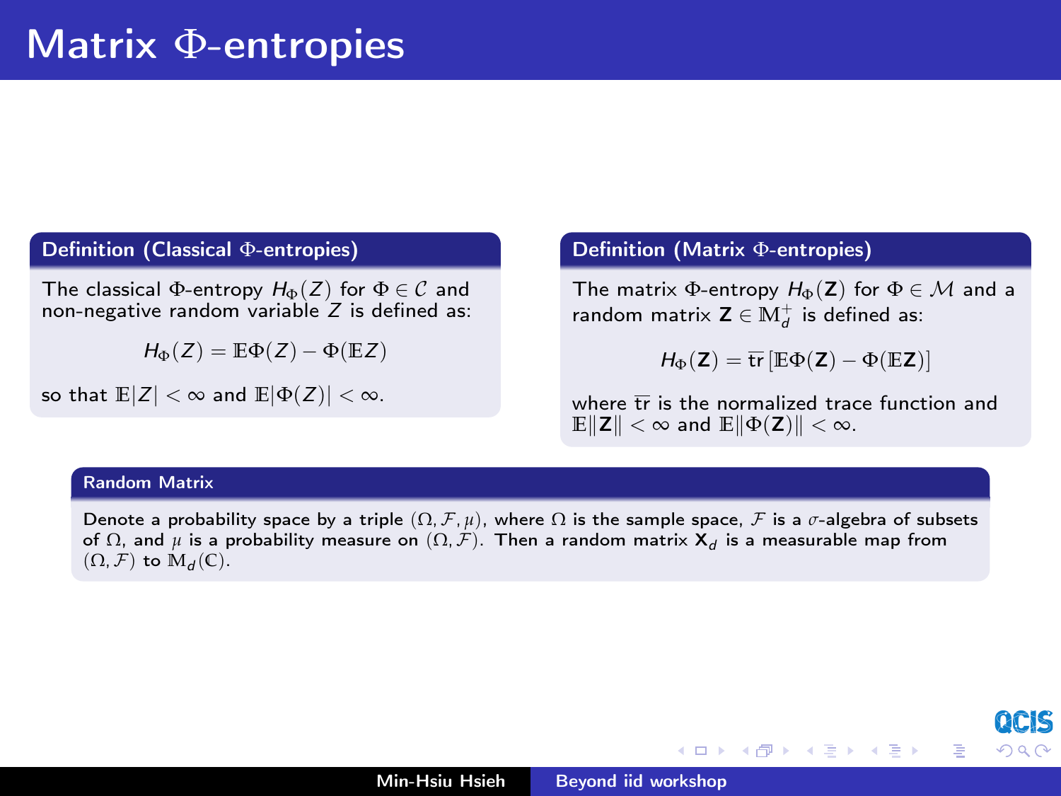# Matrix $\Phi$-entropies

**Definition (Classical $\Phi$-entropies)**

The classical $\Phi$-entropy $H_\Phi(Z)$ for $\Phi \in \mathcal{C}$ and non-negative random variable $Z$ is defined as:

$$H_\Phi(Z) = \mathbb{E}\Phi(Z) - \Phi(\mathbb{E}Z)$$

so that $\mathbb{E}|Z| < \infty$ and $\mathbb{E}|\Phi(Z)| < \infty$.

**Definition (Matrix $\Phi$-entropies)**

The matrix $\Phi$-entropy $H_\Phi(\mathbf{Z})$ for $\Phi \in \mathcal{M}$ and a random matrix $\mathbf{Z} \in \mathbb{M}_d^+$ is defined as:

$$H_\Phi(\mathbf{Z}) = \overline{\text{tr}}\left[\mathbb{E}\Phi(\mathbf{Z}) - \Phi(\mathbb{E}\mathbf{Z})\right]$$

where $\overline{\text{tr}}$ is the normalized trace function and $\mathbb{E}\|\mathbf{Z}\| < \infty$ and $\mathbb{E}\|\Phi(\mathbf{Z})\| < \infty$.

**Random Matrix**

Denote a probability space by a triple $(\Omega, \mathcal{F}, \mu)$, where $\Omega$ is the sample space, $\mathcal{F}$ is a $\sigma$-algebra of subsets of $\Omega$, and $\mu$ is a probability measure on $(\Omega, \mathcal{F})$. Then a random matrix $\mathbf{X}_d$ is a measurable map from $(\Omega, \mathcal{F})$ to $\mathbb{M}_d(\mathbb{C})$.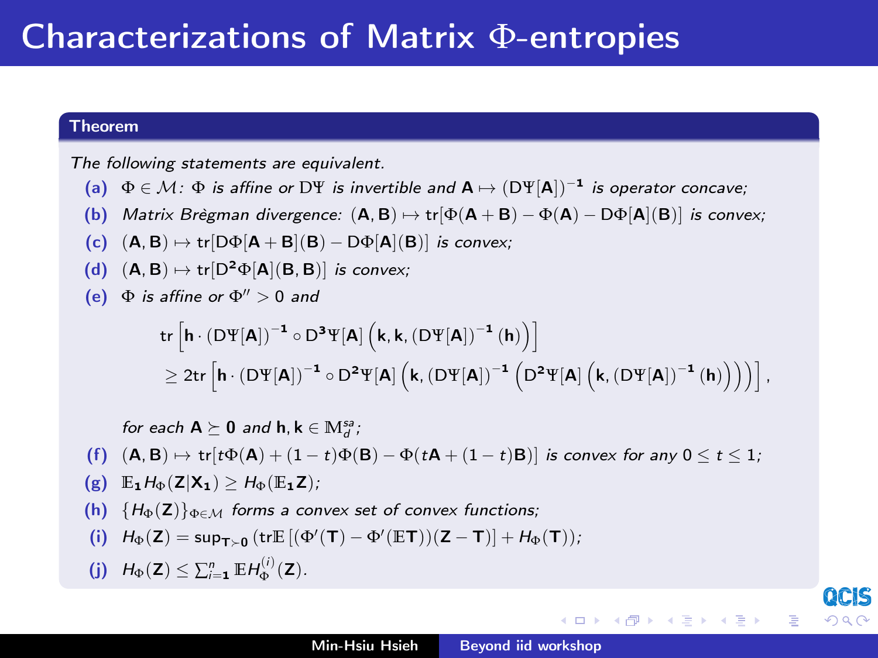# Characterizations of Matrix $\Phi$-entropies

**Theorem**

*The following statements are equivalent.*

- **(a)** $\Phi \in \mathcal{M}$: $\Phi$ *is affine or* $\mathrm{D}\Psi$ *is invertible and* $\mathbf{A} \mapsto (\mathrm{D}\Psi[\mathbf{A}])^{-1}$ *is operator concave;*
- **(b)** *Matrix Brègman divergence:* $(\mathbf{A}, \mathbf{B}) \mapsto \mathrm{tr}[\Phi(\mathbf{A}+\mathbf{B}) - \Phi(\mathbf{A}) - \mathrm{D}\Phi[\mathbf{A}](\mathbf{B})]$ *is convex;*
- **(c)** $(\mathbf{A}, \mathbf{B}) \mapsto \mathrm{tr}[\mathrm{D}\Phi[\mathbf{A}+\mathbf{B}](\mathbf{B}) - \mathrm{D}\Phi[\mathbf{A}](\mathbf{B})]$ *is convex;*
- **(d)** $(\mathbf{A}, \mathbf{B}) \mapsto \mathrm{tr}[\mathrm{D}^2\Phi[\mathbf{A}](\mathbf{B}, \mathbf{B})]$ *is convex;*
- **(e)** $\Phi$ *is affine or* $\Phi'' > 0$ *and*

$$
\begin{aligned}
&\mathrm{tr}\left[\mathbf{h} \cdot (\mathrm{D}\Psi[\mathbf{A}])^{-1} \circ \mathrm{D}^3\Psi[\mathbf{A}]\left(\mathbf{k}, \mathbf{k}, (\mathrm{D}\Psi[\mathbf{A}])^{-1}(\mathbf{h})\right)\right] \\
&\geq 2\mathrm{tr}\left[\mathbf{h} \cdot (\mathrm{D}\Psi[\mathbf{A}])^{-1} \circ \mathrm{D}^2\Psi[\mathbf{A}]\left(\mathbf{k}, (\mathrm{D}\Psi[\mathbf{A}])^{-1}\left(\mathrm{D}^2\Psi[\mathbf{A}]\left(\mathbf{k}, (\mathrm{D}\Psi[\mathbf{A}])^{-1}(\mathbf{h})\right)\right)\right)\right],
\end{aligned}
$$

  *for each* $\mathbf{A} \succeq \mathbf{0}$ *and* $\mathbf{h}, \mathbf{k} \in \mathbb{M}_d^{sa}$*;*
- **(f)** $(\mathbf{A}, \mathbf{B}) \mapsto \mathrm{tr}[t\Phi(\mathbf{A}) + (1-t)\Phi(\mathbf{B}) - \Phi(t\mathbf{A} + (1-t)\mathbf{B})]$ *is convex for any* $0 \leq t \leq 1$*;*
- **(g)** $\mathbb{E}_1 H_\Phi(\mathbf{Z}|\mathbf{X}_1) \geq H_\Phi(\mathbb{E}_1 \mathbf{Z})$*;*
- **(h)** $\{H_\Phi(\mathbf{Z})\}_{\Phi \in \mathcal{M}}$ *forms a convex set of convex functions;*
- **(i)** $H_\Phi(\mathbf{Z}) = \sup_{\mathbf{T} \succ \mathbf{0}} \left(\mathrm{tr}\mathbb{E}\left[(\Phi'(\mathbf{T}) - \Phi'(\mathbb{E}\mathbf{T}))(\mathbf{Z} - \mathbf{T})\right] + H_\Phi(\mathbf{T})\right)$*;*
- **(j)** $H_\Phi(\mathbf{Z}) \leq \sum_{i=1}^n \mathbb{E} H_\Phi^{(i)}(\mathbf{Z})$.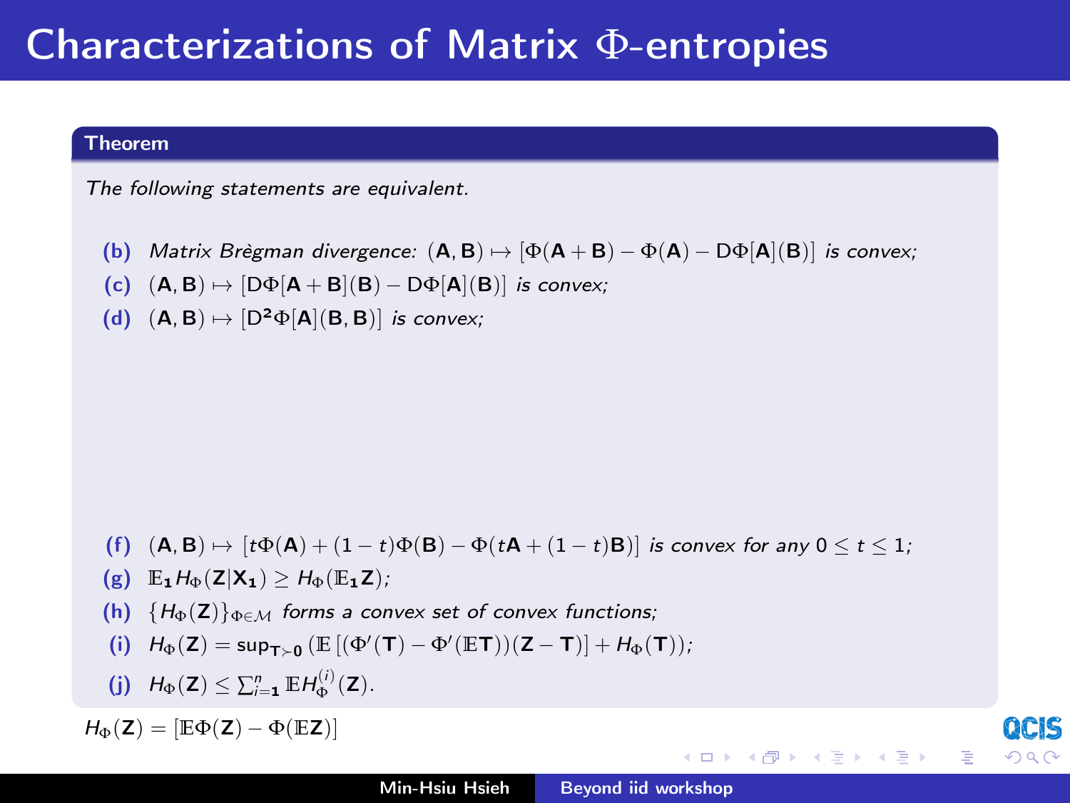# Characterizations of Matrix Φ-entropies

**Theorem**

*The following statements are equivalent.*

- **(b)** *Matrix Brègman divergence:* $(\mathbf{A}, \mathbf{B}) \mapsto [\Phi(\mathbf{A}+\mathbf{B}) - \Phi(\mathbf{A}) - \mathrm{D}\Phi[\mathbf{A}](\mathbf{B})]$ *is convex;*
- **(c)** $(\mathbf{A}, \mathbf{B}) \mapsto [\mathrm{D}\Phi[\mathbf{A}+\mathbf{B}](\mathbf{B}) - \mathrm{D}\Phi[\mathbf{A}](\mathbf{B})]$ *is convex;*
- **(d)** $(\mathbf{A}, \mathbf{B}) \mapsto [\mathrm{D}^2\Phi[\mathbf{A}](\mathbf{B}, \mathbf{B})]$ *is convex;*
- **(f)** $(\mathbf{A}, \mathbf{B}) \mapsto [t\Phi(\mathbf{A}) + (1-t)\Phi(\mathbf{B}) - \Phi(t\mathbf{A} + (1-t)\mathbf{B})]$ *is convex for any* $0 \le t \le 1$*;*
- **(g)** $\mathbb{E}_1 H_\Phi(\mathbf{Z}|\mathbf{X}_1) \ge H_\Phi(\mathbb{E}_1\mathbf{Z})$*;*
- **(h)** $\{H_\Phi(\mathbf{Z})\}_{\Phi \in \mathcal{M}}$ *forms a convex set of convex functions;*
- **(i)** $H_\Phi(\mathbf{Z}) = \sup_{\mathbf{T} \succ \mathbf{0}} \left( \mathbb{E}\left[ (\Phi'(\mathbf{T}) - \Phi'(\mathbb{E}\mathbf{T}))(\mathbf{Z} - \mathbf{T}) \right] + H_\Phi(\mathbf{T}) \right)$*;*
- **(j)** $H_\Phi(\mathbf{Z}) \le \sum_{i=1}^{n} \mathbb{E} H_\Phi^{(i)}(\mathbf{Z})$.

$H_\Phi(\mathbf{Z}) = [\mathbb{E}\Phi(\mathbf{Z}) - \Phi(\mathbb{E}\mathbf{Z})]$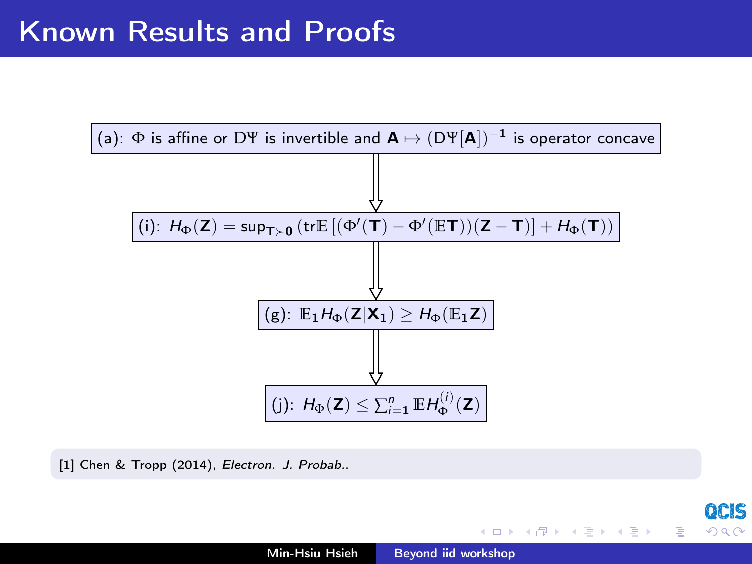# Known Results and Proofs

(a): $\Phi$ is affine or $\mathrm{D}\Psi$ is invertible and $\mathbf{A} \mapsto (\mathrm{D}\Psi[\mathbf{A}])^{-1}$ is operator concave

$\Downarrow$

(i): $H_\Phi(\mathbf{Z}) = \sup_{\mathbf{T} \succ \mathbf{0}} \left( \mathrm{tr}\mathbb{E}\left[ (\Phi'(\mathbf{T}) - \Phi'(\mathbb{E}\mathbf{T}))(\mathbf{Z} - \mathbf{T}) \right] + H_\Phi(\mathbf{T}) \right)$

$\Downarrow$

(g): $\mathbb{E}_1 H_\Phi(\mathbf{Z}|\mathbf{X}_1) \geq H_\Phi(\mathbb{E}_1 \mathbf{Z})$

$\Downarrow$

(j): $H_\Phi(\mathbf{Z}) \leq \sum_{i=1}^n \mathbb{E} H_\Phi^{(i)}(\mathbf{Z})$

[1] Chen & Tropp (2014), *Electron. J. Probab.*.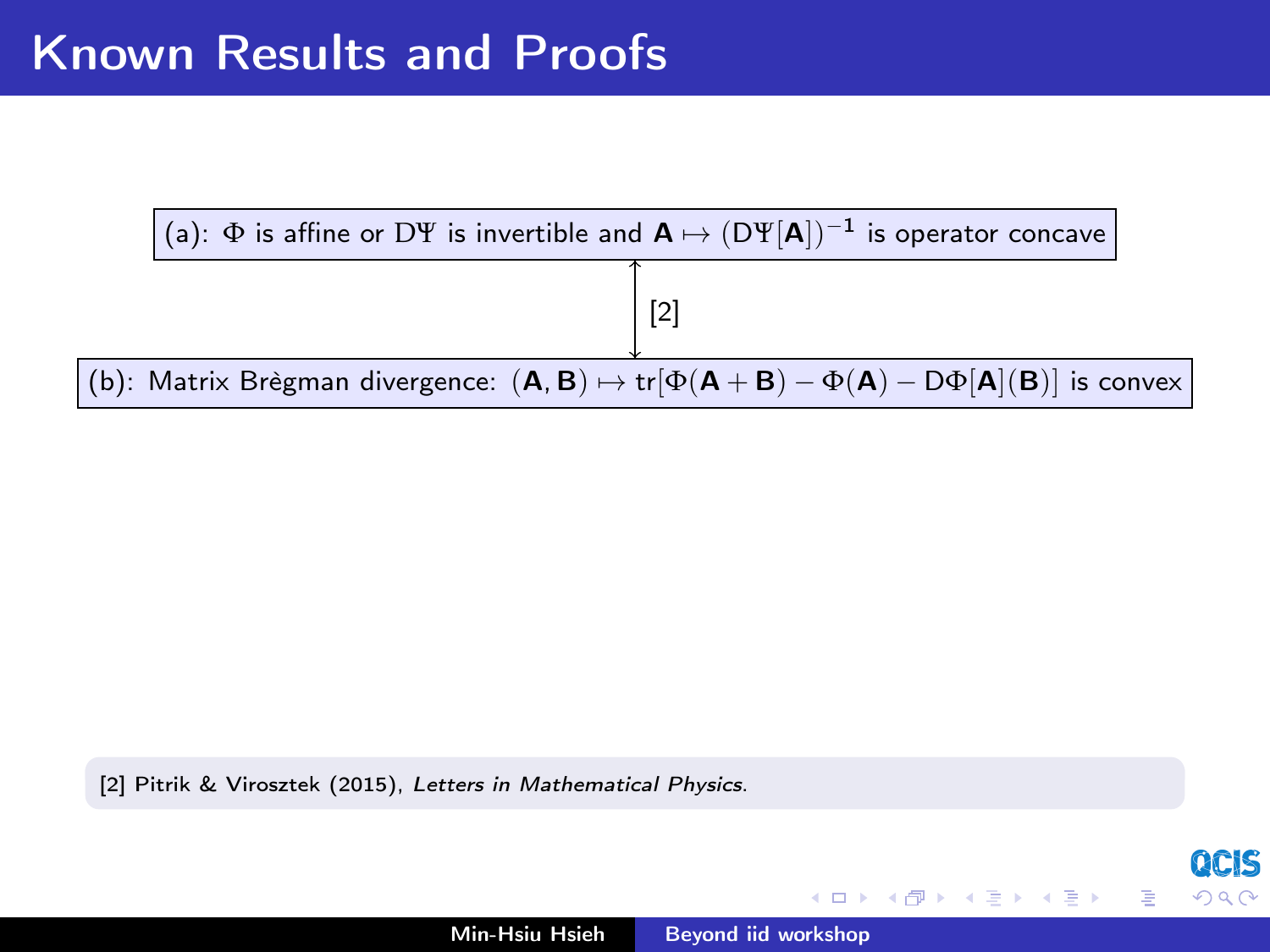# Known Results and Proofs

(a): $\Phi$ is affine or $\mathrm{D}\Psi$ is invertible and $\mathbf{A} \mapsto (\mathrm{D}\Psi[\mathbf{A}])^{-1}$ is operator concave

$\updownarrow$ [2]

(b): Matrix Brègman divergence: $(\mathbf{A}, \mathbf{B}) \mapsto \mathrm{tr}[\Phi(\mathbf{A}+\mathbf{B}) - \Phi(\mathbf{A}) - \mathrm{D}\Phi[\mathbf{A}](\mathbf{B})]$ is convex

[2] Pitrik & Virosztek (2015), *Letters in Mathematical Physics*.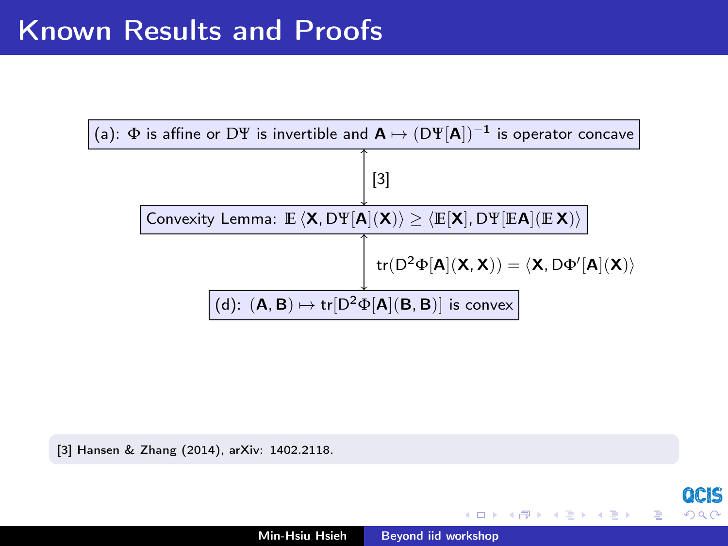# Known Results and Proofs

(a): $\Phi$ is affine or $\mathrm{D}\Psi$ is invertible and $\mathbf{A} \mapsto (\mathrm{D}\Psi[\mathbf{A}])^{-1}$ is operator concave

$\updownarrow$ [3]

Convexity Lemma: $\mathbb{E}\left\langle \mathbf{X}, \mathrm{D}\Psi[\mathbf{A}](\mathbf{X})\right\rangle \geq \left\langle \mathbb{E}[\mathbf{X}], \mathrm{D}\Psi[\mathbb{E}\mathbf{A}](\mathbb{E}\,\mathbf{X})\right\rangle$

$\updownarrow$ $\mathrm{tr}(\mathrm{D}^2\Phi[\mathbf{A}](\mathbf{X},\mathbf{X})) = \langle \mathbf{X}, \mathrm{D}\Phi'[\mathbf{A}](\mathbf{X})\rangle$

(d): $(\mathbf{A},\mathbf{B}) \mapsto \mathrm{tr}[\mathrm{D}^2\Phi[\mathbf{A}](\mathbf{B},\mathbf{B})]$ is convex

[3] Hansen & Zhang (2014), arXiv: 1402.2118.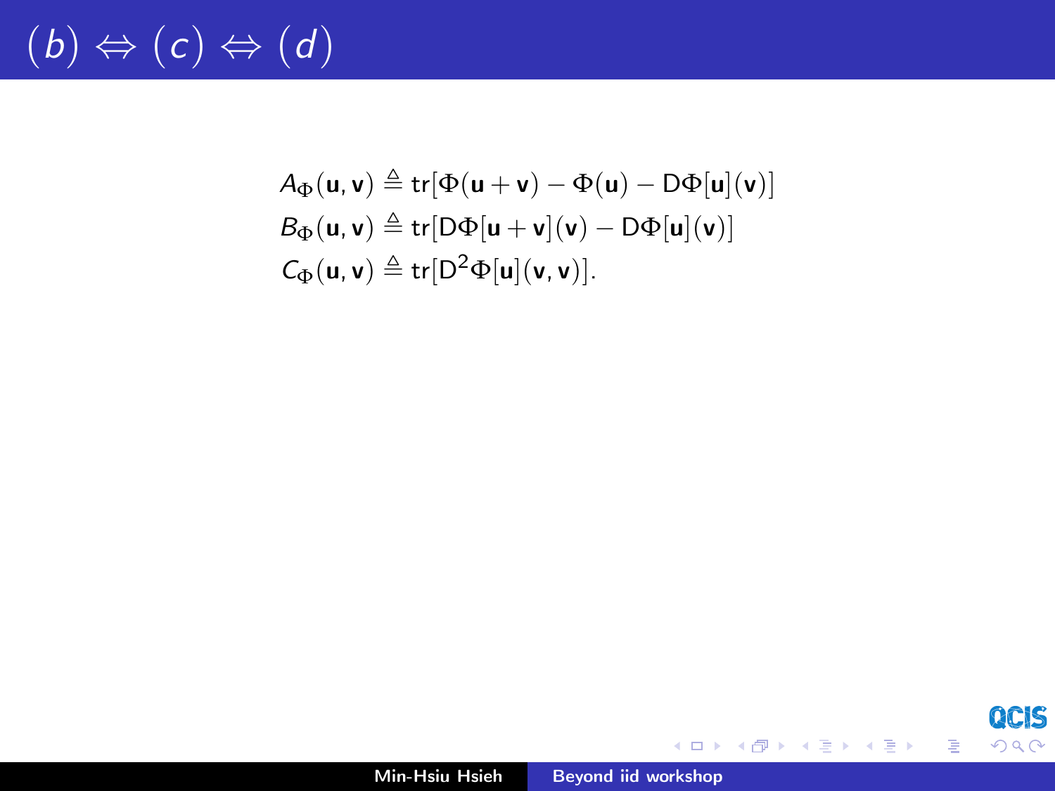# $(b) \Leftrightarrow (c) \Leftrightarrow (d)$

$$
\begin{aligned}
A_\Phi(\mathbf{u}, \mathbf{v}) &\triangleq \mathrm{tr}[\Phi(\mathbf{u}+\mathbf{v}) - \Phi(\mathbf{u}) - \mathrm{D}\Phi[\mathbf{u}](\mathbf{v})] \\
B_\Phi(\mathbf{u}, \mathbf{v}) &\triangleq \mathrm{tr}[\mathrm{D}\Phi[\mathbf{u}+\mathbf{v}](\mathbf{v}) - \mathrm{D}\Phi[\mathbf{u}](\mathbf{v})] \\
C_\Phi(\mathbf{u}, \mathbf{v}) &\triangleq \mathrm{tr}[\mathrm{D}^2\Phi[\mathbf{u}](\mathbf{v}, \mathbf{v})].
\end{aligned}
$$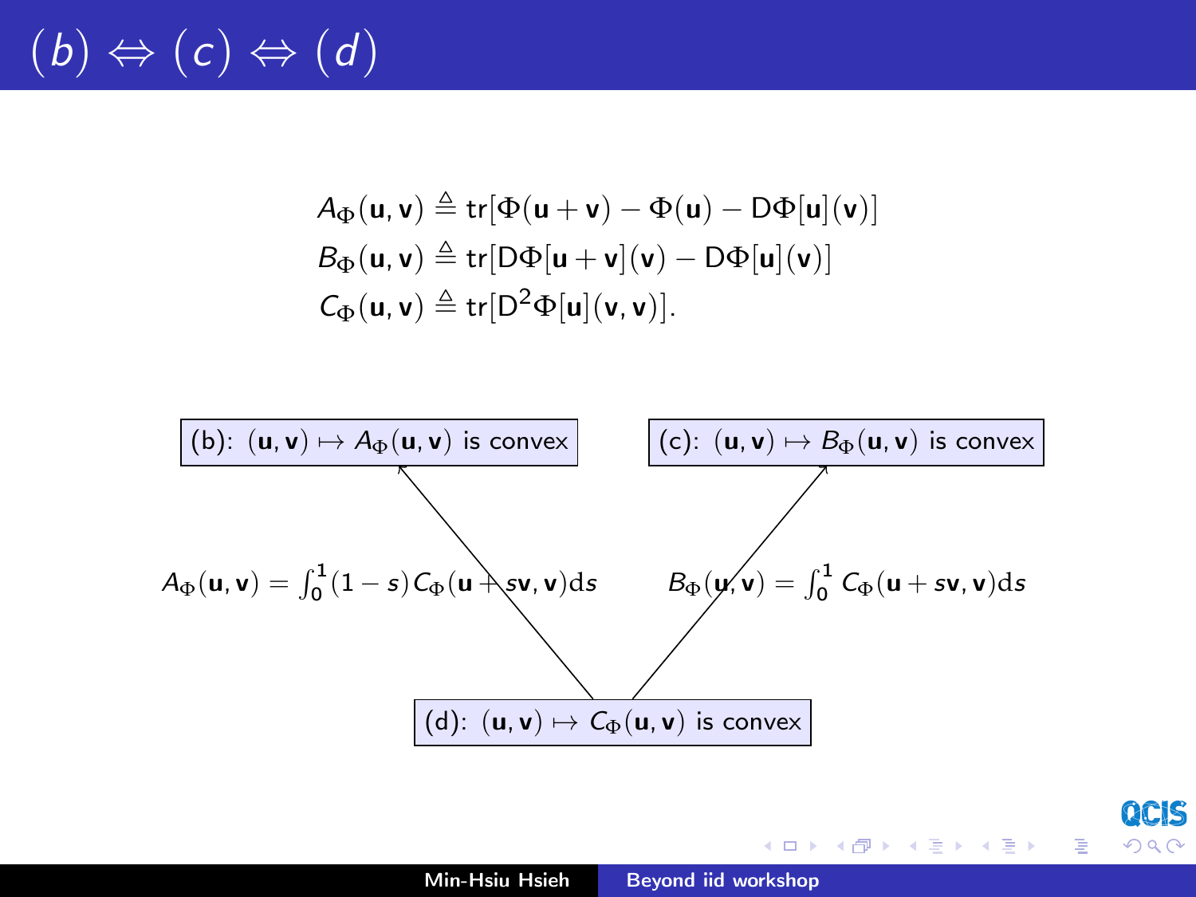# $(b) \Leftrightarrow (c) \Leftrightarrow (d)$

$$A_\Phi(\mathbf{u}, \mathbf{v}) \triangleq \operatorname{tr}[\Phi(\mathbf{u}+\mathbf{v}) - \Phi(\mathbf{u}) - \mathrm{D}\Phi[\mathbf{u}](\mathbf{v})]$$

$$B_\Phi(\mathbf{u}, \mathbf{v}) \triangleq \operatorname{tr}[\mathrm{D}\Phi[\mathbf{u}+\mathbf{v}](\mathbf{v}) - \mathrm{D}\Phi[\mathbf{u}](\mathbf{v})]$$

$$C_\Phi(\mathbf{u}, \mathbf{v}) \triangleq \operatorname{tr}[\mathrm{D}^2\Phi[\mathbf{u}](\mathbf{v}, \mathbf{v})].$$

(b): $(\mathbf{u}, \mathbf{v}) \mapsto A_\Phi(\mathbf{u}, \mathbf{v})$ is convex

(c): $(\mathbf{u}, \mathbf{v}) \mapsto B_\Phi(\mathbf{u}, \mathbf{v})$ is convex

$A_\Phi(\mathbf{u}, \mathbf{v}) = \int_0^1 (1-s) C_\Phi(\mathbf{u} + s\mathbf{v}, \mathbf{v}) \mathrm{d}s$

$B_\Phi(\mathbf{u}, \mathbf{v}) = \int_0^1 C_\Phi(\mathbf{u} + s\mathbf{v}, \mathbf{v}) \mathrm{d}s$

(d): $(\mathbf{u}, \mathbf{v}) \mapsto C_\Phi(\mathbf{u}, \mathbf{v})$ is convex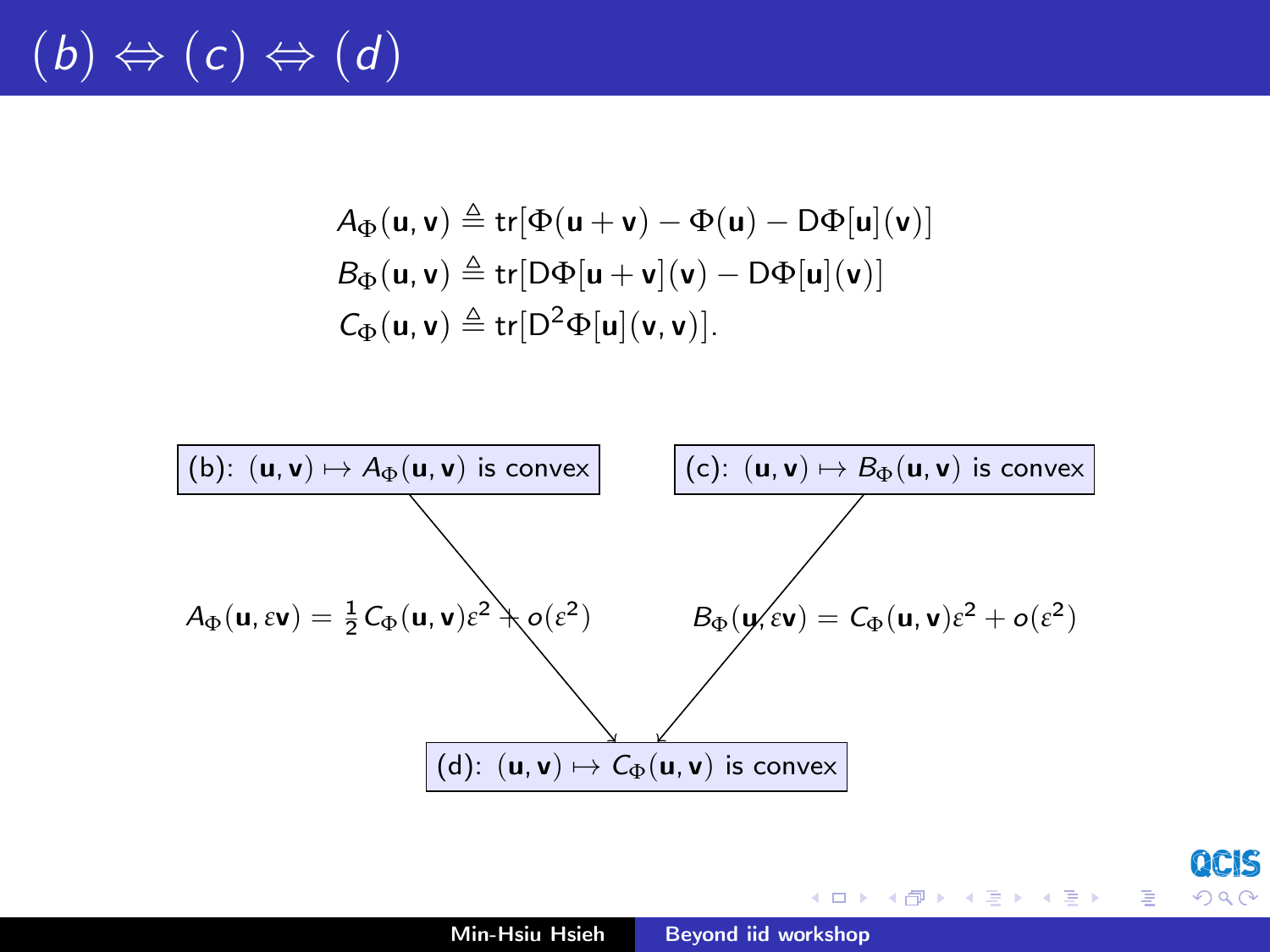# $(b) \Leftrightarrow (c) \Leftrightarrow (d)$

$$
\begin{aligned}
A_\Phi(\mathbf{u},\mathbf{v}) &\triangleq \mathrm{tr}[\Phi(\mathbf{u}+\mathbf{v}) - \Phi(\mathbf{u}) - \mathrm{D}\Phi[\mathbf{u}](\mathbf{v})] \\
B_\Phi(\mathbf{u},\mathbf{v}) &\triangleq \mathrm{tr}[\mathrm{D}\Phi[\mathbf{u}+\mathbf{v}](\mathbf{v}) - \mathrm{D}\Phi[\mathbf{u}](\mathbf{v})] \\
C_\Phi(\mathbf{u},\mathbf{v}) &\triangleq \mathrm{tr}[\mathrm{D}^2\Phi[\mathbf{u}](\mathbf{v},\mathbf{v})].
\end{aligned}
$$

(b): $(\mathbf{u},\mathbf{v}) \mapsto A_\Phi(\mathbf{u},\mathbf{v})$ is convex

(c): $(\mathbf{u},\mathbf{v}) \mapsto B_\Phi(\mathbf{u},\mathbf{v})$ is convex

(b) → (d): $A_\Phi(\mathbf{u},\varepsilon\mathbf{v}) = \frac{1}{2}C_\Phi(\mathbf{u},\mathbf{v})\varepsilon^2 + o(\varepsilon^2)$

(c) → (d): $B_\Phi(\mathbf{u},\varepsilon\mathbf{v}) = C_\Phi(\mathbf{u},\mathbf{v})\varepsilon^2 + o(\varepsilon^2)$

(d): $(\mathbf{u},\mathbf{v}) \mapsto C_\Phi(\mathbf{u},\mathbf{v})$ is convex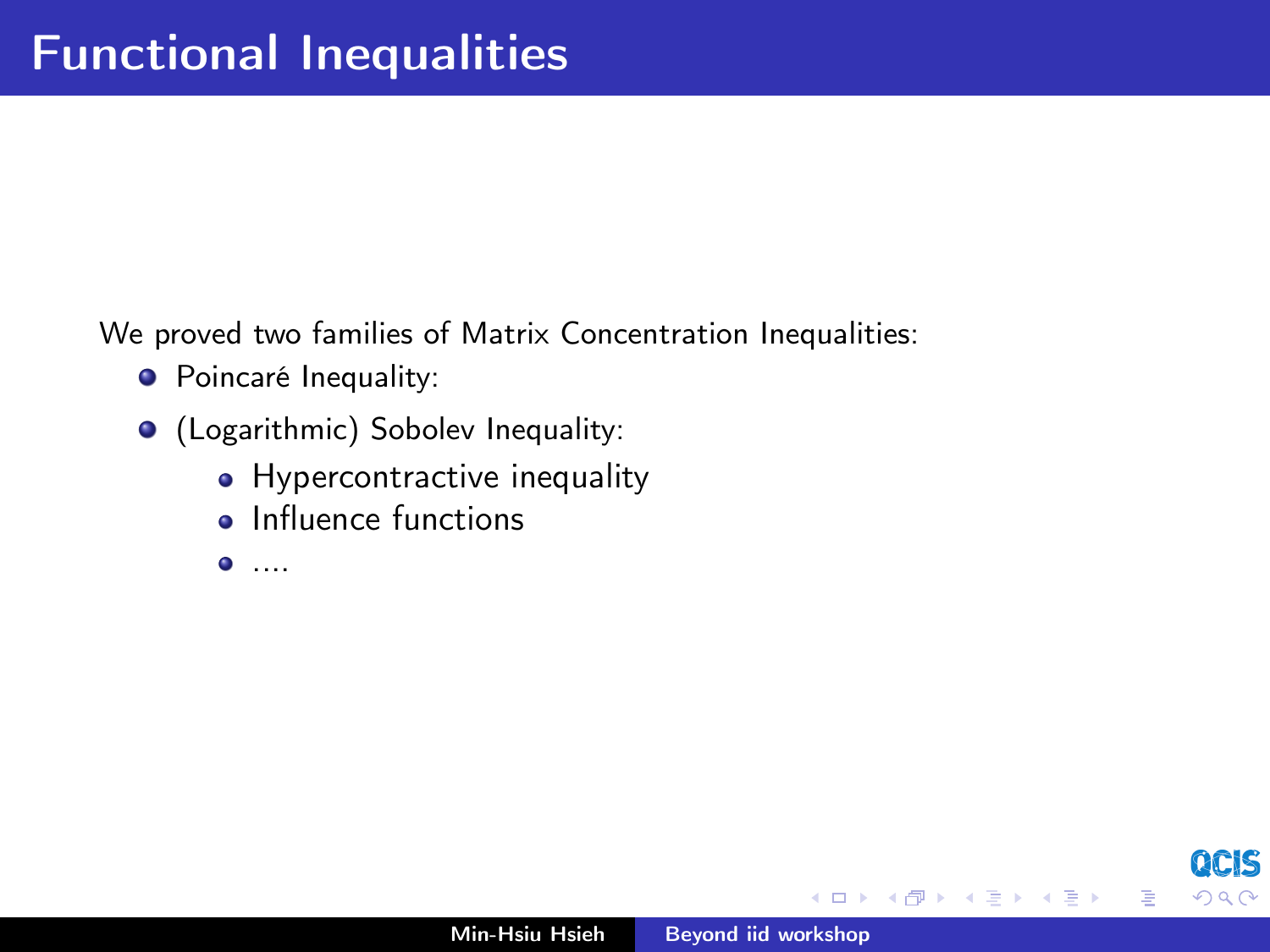# Functional Inequalities

We proved two families of Matrix Concentration Inequalities:

- Poincaré Inequality:
- (Logarithmic) Sobolev Inequality:
  - Hypercontractive inequality
  - Influence functions
  - ....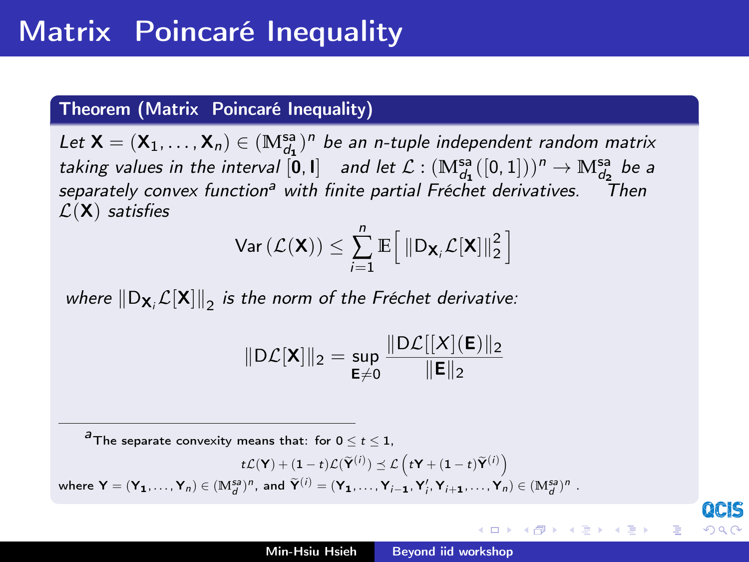# Matrix Poincaré Inequality

**Theorem (Matrix Poincaré Inequality)**

*Let $\mathbf{X} = (\mathbf{X}_1, \ldots, \mathbf{X}_n) \in (\mathbb{M}^{\text{sa}}_{d_1})^n$ be an n-tuple independent random matrix taking values in the interval $[\mathbf{0}, \mathbf{I}]$ and let $\mathcal{L} : (\mathbb{M}^{\text{sa}}_{d_1}([0,1]))^n \to \mathbb{M}^{\text{sa}}_{d_2}$ be a separately convex function[a] with finite partial Fréchet derivatives. Then $\mathcal{L}(\mathbf{X})$ satisfies*

$$\operatorname{Var}(\mathcal{L}(\mathbf{X})) \le \sum_{i=1}^{n} \mathbb{E}\Big[ \|\mathrm{D}_{\mathbf{X}_i}\mathcal{L}[\mathbf{X}]\|_2^2 \Big]$$

*where $\|\mathrm{D}_{\mathbf{X}_i}\mathcal{L}[\mathbf{X}]\|_2$ is the norm of the Fréchet derivative:*

$$\|\mathrm{D}\mathcal{L}[\mathbf{X}]\|_2 = \sup_{\mathbf{E} \neq 0} \frac{\|\mathrm{D}\mathcal{L}[[X](\mathbf{E})\|_2}{\|\mathbf{E}\|_2}$$

[a] The separate convexity means that: for $0 \le t \le 1$,

$$t\mathcal{L}(\mathbf{Y}) + (1-t)\mathcal{L}(\widetilde{\mathbf{Y}}^{(i)}) \preceq \mathcal{L}\left(t\mathbf{Y} + (1-t)\widetilde{\mathbf{Y}}^{(i)}\right)$$

where $\mathbf{Y} = (\mathbf{Y_1}, \ldots, \mathbf{Y}_n) \in (\mathbb{M}^{sa}_d)^n$, and $\widetilde{\mathbf{Y}}^{(i)} = (\mathbf{Y_1}, \ldots, \mathbf{Y}_{i-1}, \mathbf{Y}'_i, \mathbf{Y}_{i+1}, \ldots, \mathbf{Y}_n) \in (\mathbb{M}^{sa}_d)^n$ .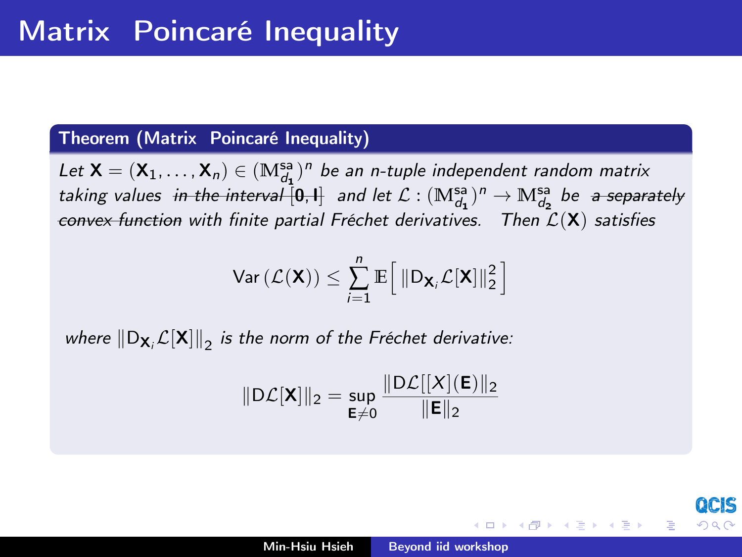# Matrix Poincaré Inequality

**Theorem (Matrix Poincaré Inequality)**

*Let $\mathbf{X} = (\mathbf{X}_1, \ldots, \mathbf{X}_n) \in (\mathbb{M}^{sa}_{d_1})^n$ be an n-tuple independent random matrix taking values ~~in the interval $[\mathbf{0}, \mathbf{I}]$~~ and let $\mathcal{L} : (\mathbb{M}^{sa}_{d_1})^n \to \mathbb{M}^{sa}_{d_2}$ be ~~a separately convex function~~ with finite partial Fréchet derivatives. Then $\mathcal{L}(\mathbf{X})$ satisfies*

$$\mathrm{Var}\left(\mathcal{L}(\mathbf{X})\right) \leq \sum_{i=1}^{n} \mathbb{E}\Big[ \|\mathrm{D}_{\mathbf{X}_i}\mathcal{L}[\mathbf{X}]\|_2^2 \Big]$$

*where $\|\mathrm{D}_{\mathbf{X}_i}\mathcal{L}[\mathbf{X}]\|_2$ is the norm of the Fréchet derivative:*

$$\|\mathrm{D}\mathcal{L}[\mathbf{X}]\|_2 = \sup_{\mathbf{E}\neq 0} \frac{\|\mathrm{D}\mathcal{L}[[X](\mathbf{E})\|_2}{\|\mathbf{E}\|_2}$$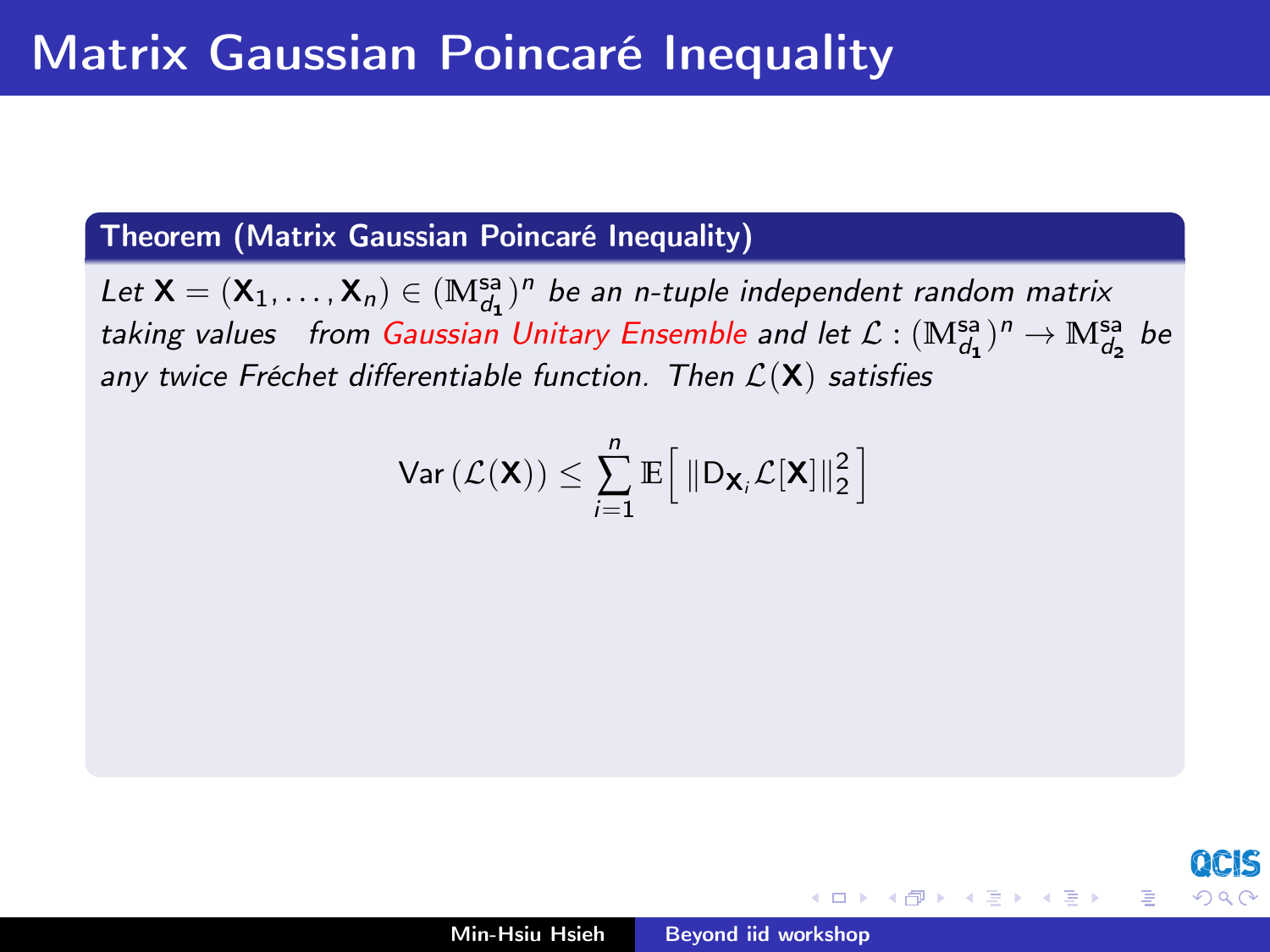# Matrix Gaussian Poincaré Inequality

**Theorem (Matrix Gaussian Poincaré Inequality)**

*Let $\mathbf{X} = (\mathbf{X}_1, \ldots, \mathbf{X}_n) \in (\mathbb{M}^{\mathrm{sa}}_{d_1})^n$ be an n-tuple independent random matrix taking values from Gaussian Unitary Ensemble and let $\mathcal{L} : (\mathbb{M}^{\mathrm{sa}}_{d_1})^n \to \mathbb{M}^{\mathrm{sa}}_{d_2}$ be any twice Fréchet differentiable function. Then $\mathcal{L}(\mathbf{X})$ satisfies*

$$\mathrm{Var}\left(\mathcal{L}(\mathbf{X})\right) \leq \sum_{i=1}^{n} \mathbb{E}\Big[ \, \|\mathrm{D}_{\mathbf{X}_i}\mathcal{L}[\mathbf{X}]\|_2^2 \, \Big]$$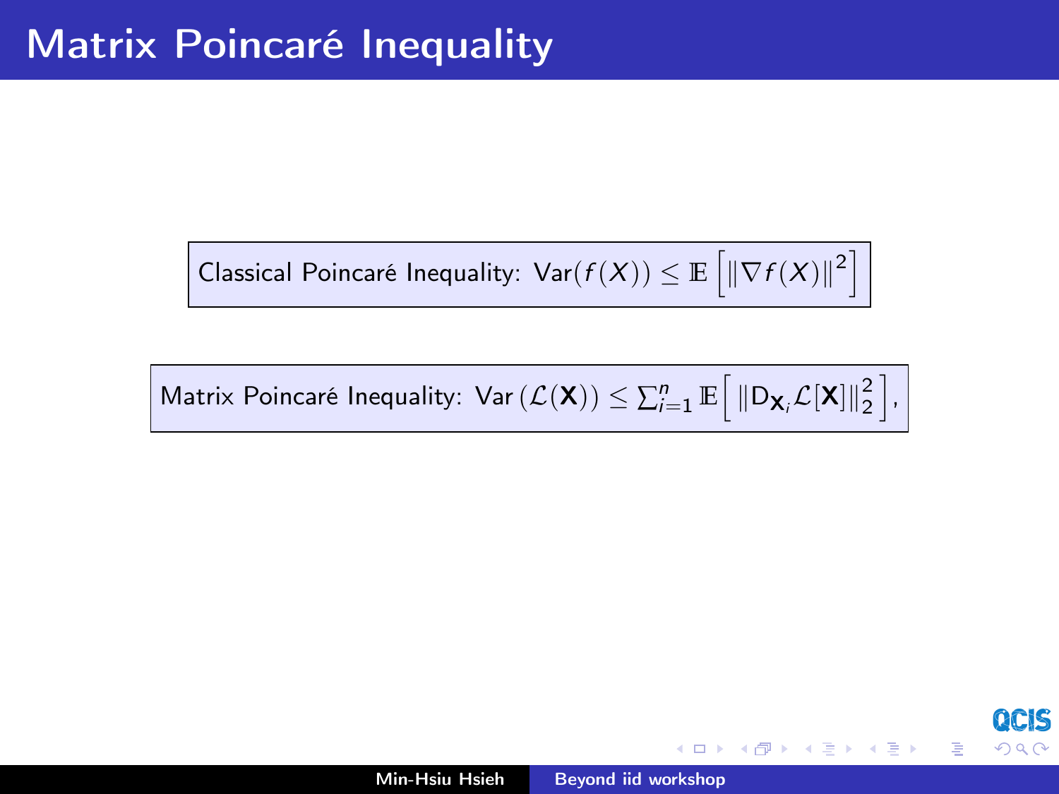# Matrix Poincaré Inequality

Classical Poincaré Inequality: $\mathrm{Var}(f(X)) \leq \mathbb{E}\left[\|\nabla f(X)\|^2\right]$

Matrix Poincaré Inequality: $\mathrm{Var}\left(\mathcal{L}(\mathbf{X})\right) \leq \sum_{i=1}^{n} \mathbb{E}\left[\, \|\mathrm{D}_{\mathbf{X}_i}\mathcal{L}[\mathbf{X}]\|_2^2 \,\right],$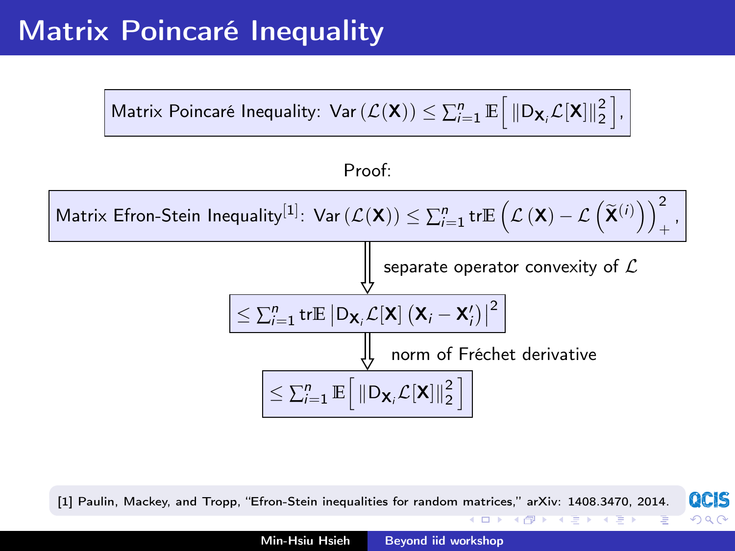# Matrix Poincaré Inequality

Matrix Poincaré Inequality: $\mathrm{Var}\left(\mathcal{L}(\mathbf{X})\right) \leq \sum_{i=1}^{n} \mathbb{E}\left[ \|\mathsf{D}_{\mathbf{X}_i}\mathcal{L}[\mathbf{X}]\|_2^2 \right]$,

Proof:

Matrix Efron-Stein Inequality[1]: $\mathrm{Var}\left(\mathcal{L}(\mathbf{X})\right) \leq \sum_{i=1}^{n} \mathrm{tr}\mathbb{E}\left(\mathcal{L}\left(\mathbf{X}\right) - \mathcal{L}\left(\widetilde{\mathbf{X}}^{(i)}\right)\right)_{+}^{2}$,

⇓ separate operator convexity of $\mathcal{L}$

$$\leq \sum_{i=1}^{n} \mathrm{tr}\mathbb{E}\left|\mathsf{D}_{\mathbf{X}_i}\mathcal{L}[\mathbf{X}]\left(\mathbf{X}_i - \mathbf{X}_i'\right)\right|^2$$

⇓ norm of Fréchet derivative

$$\leq \sum_{i=1}^{n} \mathbb{E}\left[ \|\mathsf{D}_{\mathbf{X}_i}\mathcal{L}[\mathbf{X}]\|_2^2 \right]$$

[1] Paulin, Mackey, and Tropp, "Efron-Stein inequalities for random matrices," arXiv: 1408.3470, 2014.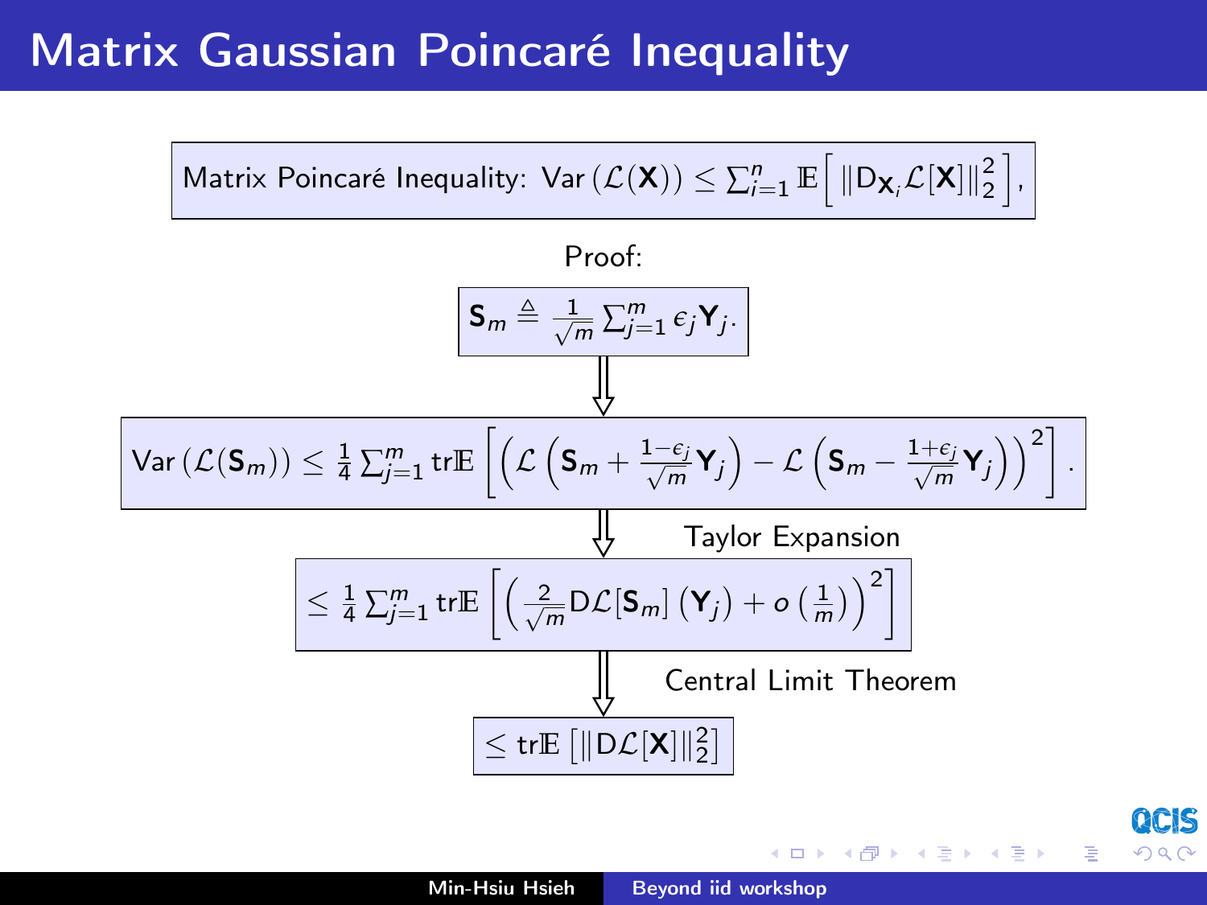# Matrix Gaussian Poincaré Inequality

Matrix Poincaré Inequality: $\mathrm{Var}\left(\mathcal{L}(\mathbf{X})\right) \leq \sum_{i=1}^{n} \mathbb{E}\left[ \|\mathrm{D}_{\mathbf{X}_i}\mathcal{L}[\mathbf{X}]\|_2^2 \right]$,

Proof:

$$\mathbf{S}_m \triangleq \frac{1}{\sqrt{m}} \sum_{j=1}^{m} \epsilon_j \mathbf{Y}_j.$$

⇓

$$\mathrm{Var}\left(\mathcal{L}(\mathbf{S}_m)\right) \leq \frac{1}{4} \sum_{j=1}^{m} \mathrm{tr}\mathbb{E}\left[ \left( \mathcal{L}\left(\mathbf{S}_m + \frac{1-\epsilon_j}{\sqrt{m}}\mathbf{Y}_j\right) - \mathcal{L}\left(\mathbf{S}_m - \frac{1+\epsilon_j}{\sqrt{m}}\mathbf{Y}_j\right) \right)^2 \right].$$

⇓ Taylor Expansion

$$\leq \frac{1}{4} \sum_{j=1}^{m} \mathrm{tr}\mathbb{E}\left[ \left( \frac{2}{\sqrt{m}} \mathrm{D}\mathcal{L}[\mathbf{S}_m]\left(\mathbf{Y}_j\right) + o\left(\frac{1}{m}\right) \right)^2 \right]$$

⇓ Central Limit Theorem

$$\leq \mathrm{tr}\mathbb{E}\left[ \|\mathrm{D}\mathcal{L}[\mathbf{X}]\|_2^2 \right]$$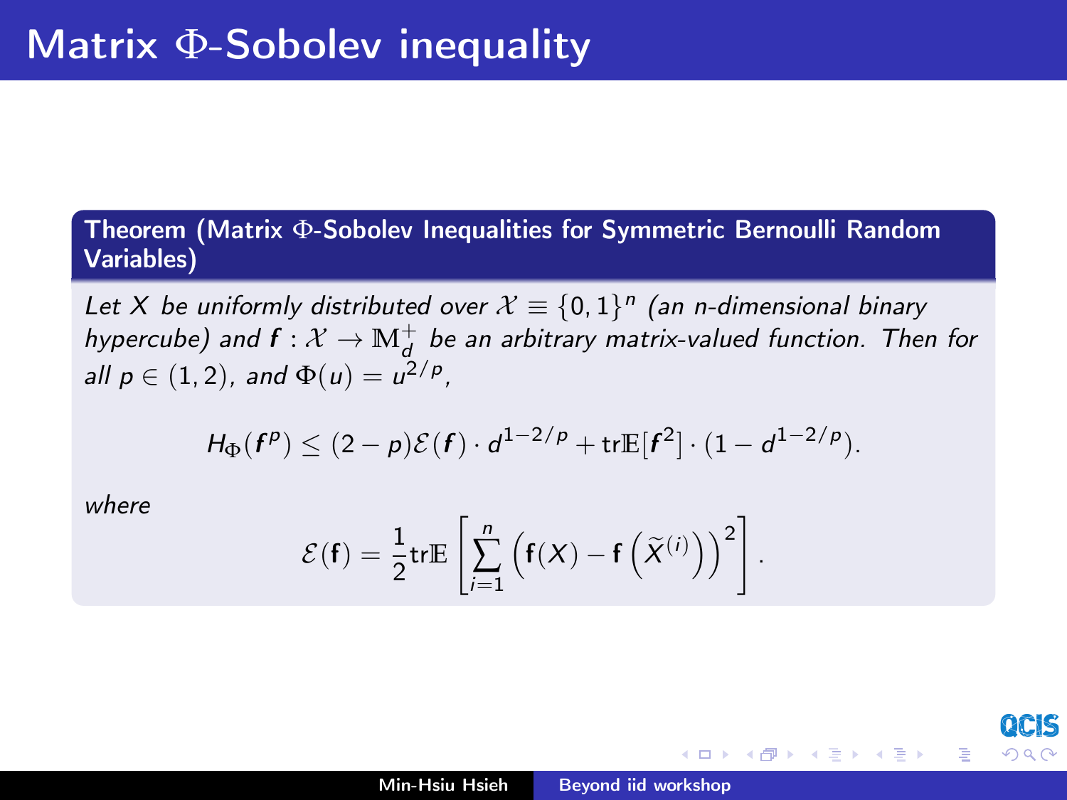# Matrix $\Phi$-Sobolev inequality

**Theorem (Matrix $\Phi$-Sobolev Inequalities for Symmetric Bernoulli Random Variables)**

*Let $X$ be uniformly distributed over $\mathcal{X} \equiv \{0,1\}^n$ (an $n$-dimensional binary hypercube) and $\boldsymbol{f} : \mathcal{X} \to \mathbb{M}_d^+$ be an arbitrary matrix-valued function. Then for all $p \in (1,2)$, and $\Phi(u) = u^{2/p}$,*

$$H_\Phi(\boldsymbol{f}^p) \leq (2-p)\mathcal{E}(\boldsymbol{f}) \cdot d^{1-2/p} + \mathrm{tr}\mathbb{E}[\boldsymbol{f}^2] \cdot (1 - d^{1-2/p}).$$

*where*

$$\mathcal{E}(\mathbf{f}) = \frac{1}{2}\mathrm{tr}\mathbb{E}\left[\sum_{i=1}^{n}\left(\mathbf{f}(X) - \mathbf{f}\left(\widetilde{X}^{(i)}\right)\right)^2\right].$$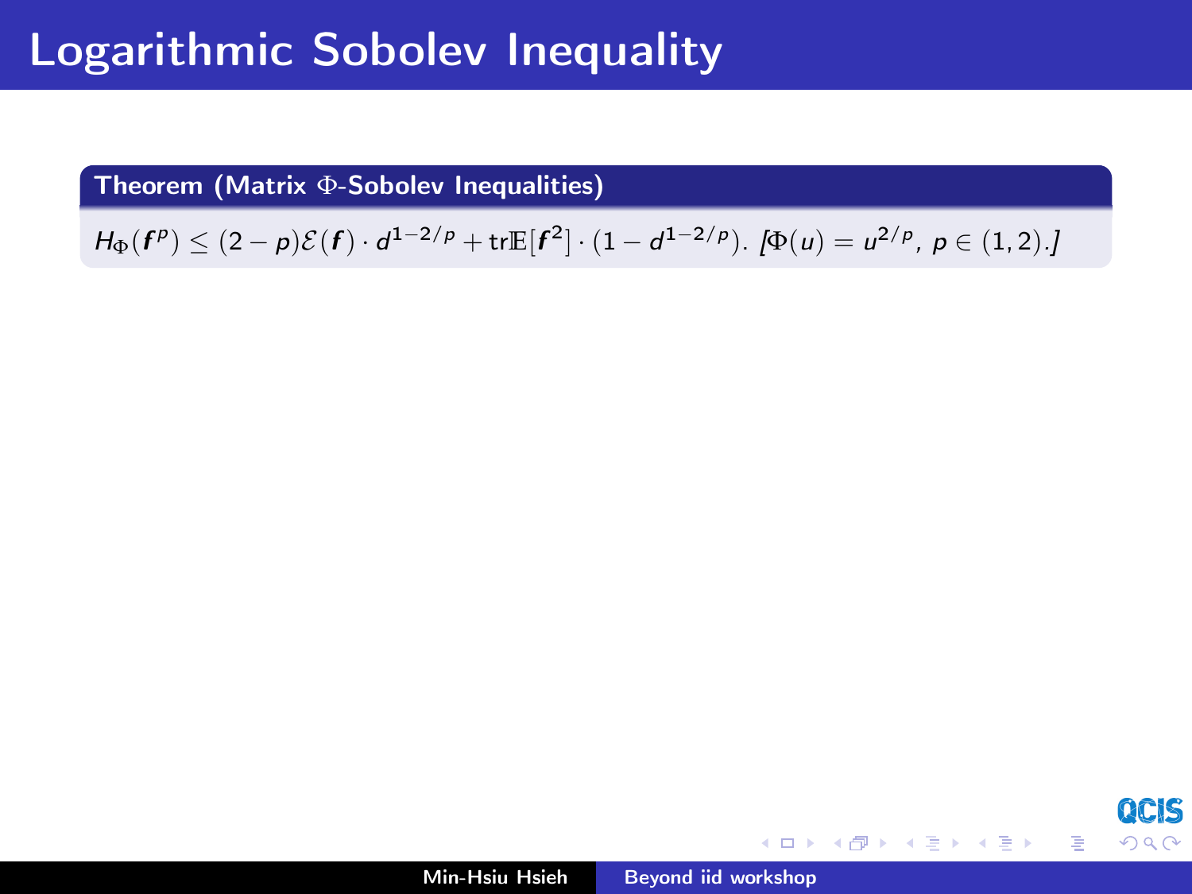# Logarithmic Sobolev Inequality

**Theorem (Matrix $\Phi$-Sobolev Inequalities)**

$H_\Phi(\boldsymbol{f}^p) \leq (2-p)\mathcal{E}(\boldsymbol{f}) \cdot d^{1-2/p} + \mathrm{tr}\mathbb{E}[\boldsymbol{f}^2] \cdot (1 - d^{1-2/p})$. [$\Phi(u) = u^{2/p}$, $p \in (1,2)$.]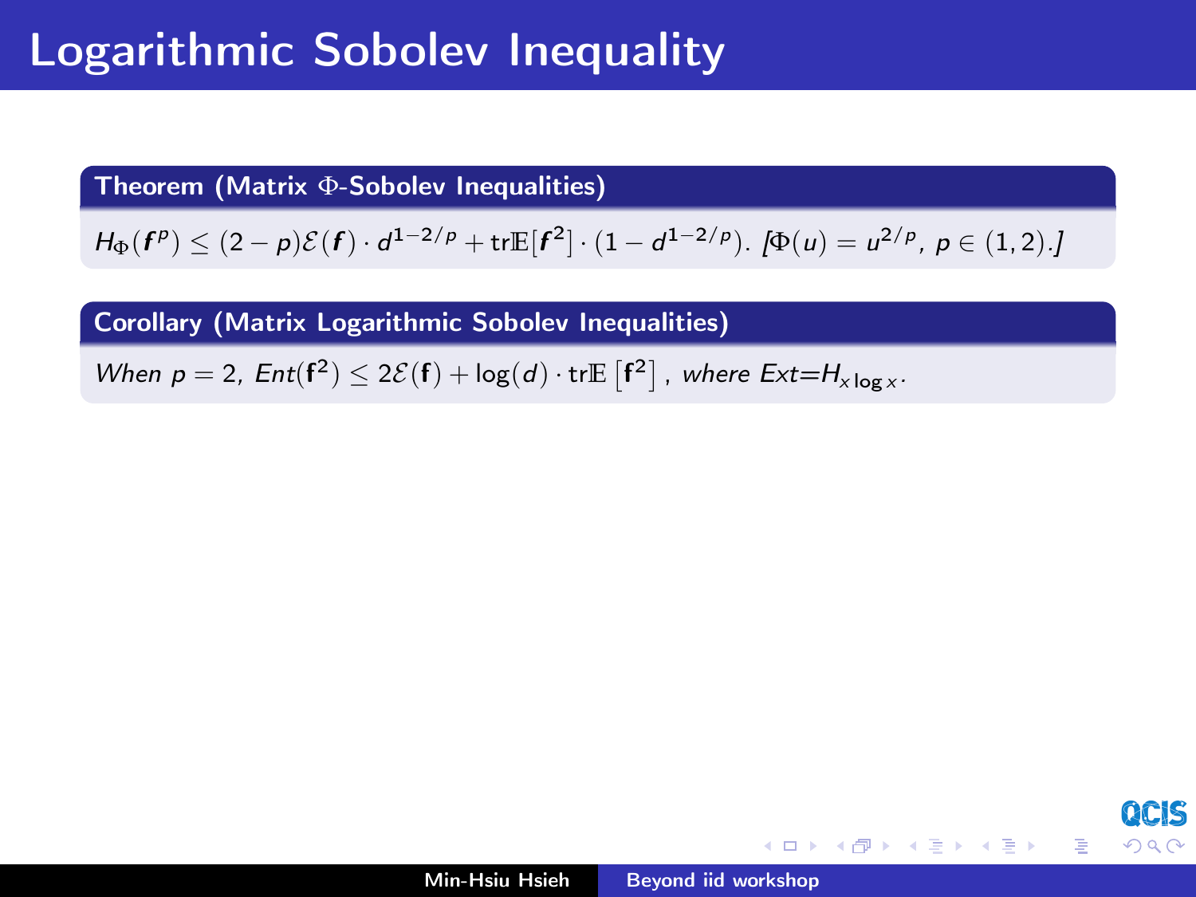# Logarithmic Sobolev Inequality

**Theorem (Matrix $\Phi$-Sobolev Inequalities)**

$H_\Phi(\boldsymbol{f}^p) \leq (2-p)\mathcal{E}(\boldsymbol{f}) \cdot d^{1-2/p} + \mathrm{tr}\mathbb{E}[\boldsymbol{f}^2] \cdot (1 - d^{1-2/p})$. [$\Phi(u) = u^{2/p}$, $p \in (1,2)$.]

**Corollary (Matrix Logarithmic Sobolev Inequalities)**

*When* $p = 2$, $Ent(\mathbf{f}^2) \leq 2\mathcal{E}(\mathbf{f}) + \log(d) \cdot \mathrm{tr}\mathbb{E}\left[\mathbf{f}^2\right]$, *where* $Ext = H_{x \log x}$.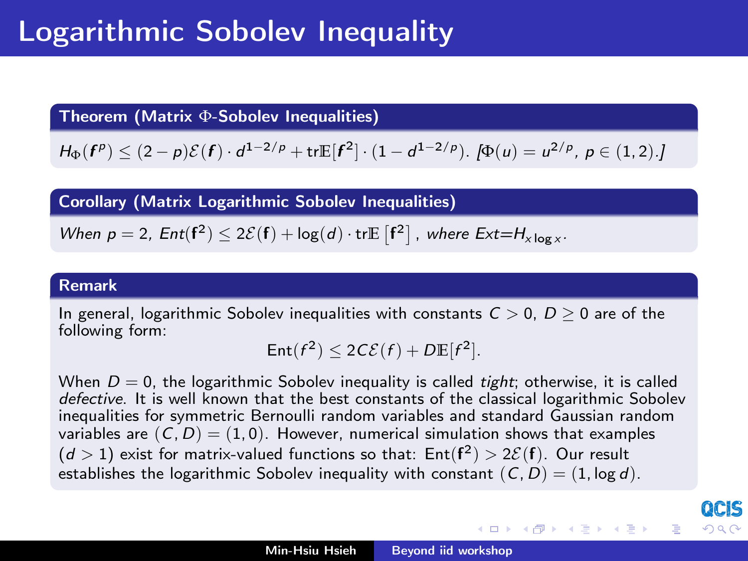# Logarithmic Sobolev Inequality

**Theorem (Matrix Φ-Sobolev Inequalities)**

$H_\Phi(\boldsymbol{f}^p) \leq (2-p)\mathcal{E}(\boldsymbol{f}) \cdot d^{1-2/p} + \mathrm{tr}\mathbb{E}[\boldsymbol{f}^2] \cdot (1 - d^{1-2/p})$. [$\Phi(u) = u^{2/p}$, $p \in (1,2)$.]

**Corollary (Matrix Logarithmic Sobolev Inequalities)**

*When* $p = 2$, $Ent(\mathbf{f}^2) \leq 2\mathcal{E}(\mathbf{f}) + \log(d) \cdot \mathrm{tr}\mathbb{E}\left[\mathbf{f}^2\right]$, *where* $Ext = H_{x\log x}$.

**Remark**

In general, logarithmic Sobolev inequalities with constants $C > 0$, $D \geq 0$ are of the following form:

$$\mathrm{Ent}(f^2) \leq 2C\mathcal{E}(f) + D\mathbb{E}[f^2].$$

When $D = 0$, the logarithmic Sobolev inequality is called *tight*; otherwise, it is called *defective*. It is well known that the best constants of the classical logarithmic Sobolev inequalities for symmetric Bernoulli random variables and standard Gaussian random variables are $(C, D) = (1, 0)$. However, numerical simulation shows that examples ($d > 1$) exist for matrix-valued functions so that: $\mathrm{Ent}(\mathbf{f}^2) > 2\mathcal{E}(\mathbf{f})$. Our result establishes the logarithmic Sobolev inequality with constant $(C, D) = (1, \log d)$.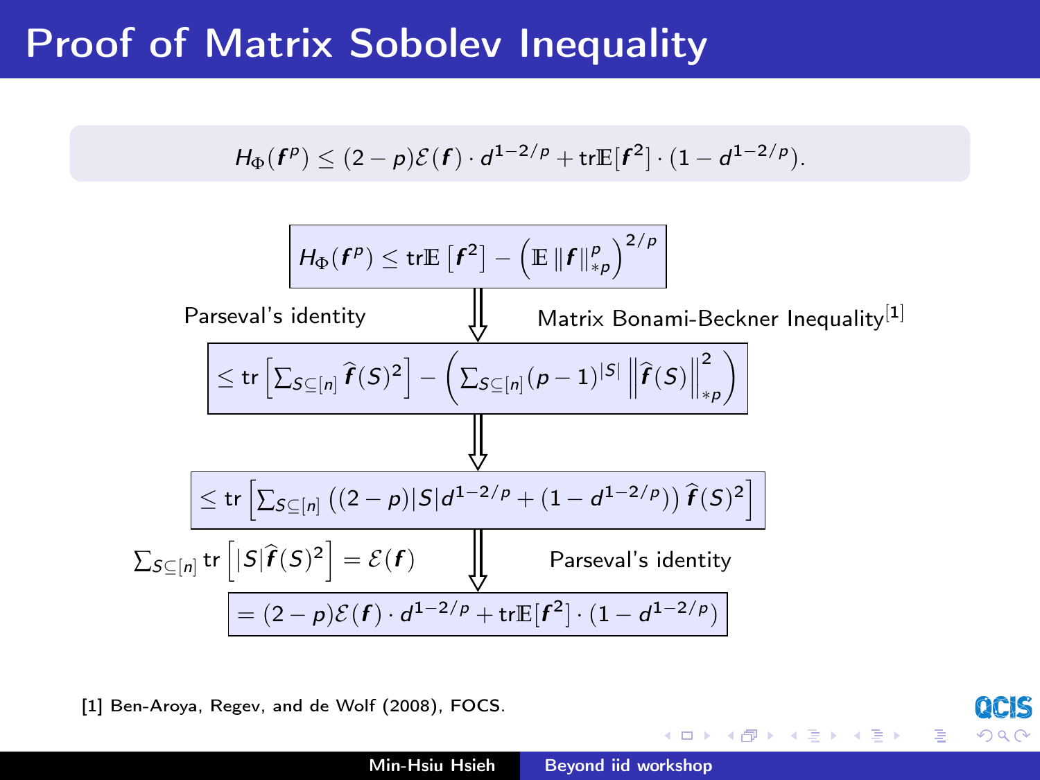# Proof of Matrix Sobolev Inequality

$$H_\Phi(\boldsymbol{f}^p) \leq (2-p)\mathcal{E}(\boldsymbol{f}) \cdot d^{1-2/p} + \mathrm{tr}\mathbb{E}[\boldsymbol{f}^2] \cdot (1 - d^{1-2/p}).$$

$$H_\Phi(\boldsymbol{f}^p) \leq \mathrm{tr}\mathbb{E}\left[\boldsymbol{f}^2\right] - \left(\mathbb{E}\left\|\boldsymbol{f}\right\|_{*p}^p\right)^{2/p}$$

Parseval's identity ⇓ Matrix Bonami-Beckner Inequality[1]

$$\leq \mathrm{tr}\left[\sum_{S\subseteq[n]} \widehat{\boldsymbol{f}}(S)^2\right] - \left(\sum_{S\subseteq[n]} (p-1)^{|S|} \left\|\widehat{\boldsymbol{f}}(S)\right\|_{*p}^2\right)$$

⇓

$$\leq \mathrm{tr}\left[\sum_{S\subseteq[n]} \left((2-p)|S| d^{1-2/p} + (1-d^{1-2/p})\right) \widehat{\boldsymbol{f}}(S)^2\right]$$

$\sum_{S\subseteq[n]} \mathrm{tr}\left[|S|\widehat{\boldsymbol{f}}(S)^2\right] = \mathcal{E}(\boldsymbol{f})$ ⇓ Parseval's identity

$$= (2-p)\mathcal{E}(\boldsymbol{f}) \cdot d^{1-2/p} + \mathrm{tr}\mathbb{E}[\boldsymbol{f}^2] \cdot (1 - d^{1-2/p})$$

[1] Ben-Aroya, Regev, and de Wolf (2008), FOCS.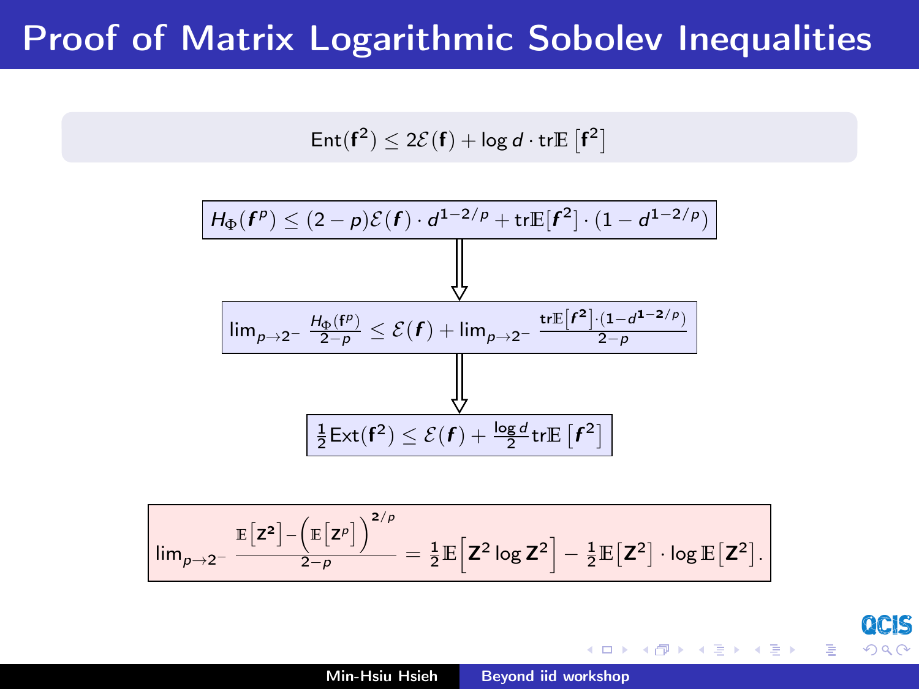# Proof of Matrix Logarithmic Sobolev Inequalities

$$\mathrm{Ent}(\mathbf{f}^2) \leq 2\mathcal{E}(\mathbf{f}) + \log d \cdot \mathrm{tr}\mathbb{E}\left[\mathbf{f}^2\right]$$

$$H_\Phi(\boldsymbol{f}^p) \leq (2-p)\mathcal{E}(\boldsymbol{f}) \cdot d^{1-2/p} + \mathrm{tr}\mathbb{E}[\boldsymbol{f}^2] \cdot (1 - d^{1-2/p})$$

$$\Downarrow$$

$$\lim_{p \to 2^-} \frac{H_\Phi(\mathbf{f}^p)}{2-p} \leq \mathcal{E}(\boldsymbol{f}) + \lim_{p \to 2^-} \frac{\mathrm{tr}\mathbb{E}\left[\boldsymbol{f}^2\right] \cdot (1 - d^{1-2/p})}{2-p}$$

$$\Downarrow$$

$$\frac{1}{2}\mathrm{Ext}(\mathbf{f}^2) \leq \mathcal{E}(\boldsymbol{f}) + \frac{\log d}{2}\mathrm{tr}\mathbb{E}\left[\boldsymbol{f}^2\right]$$

$$\lim_{p \to 2^-} \frac{\mathbb{E}\left[\mathbf{Z}^2\right] - \left(\mathbb{E}\left[\mathbf{Z}^p\right]\right)^{2/p}}{2-p} = \frac{1}{2}\mathbb{E}\left[\mathbf{Z}^2 \log \mathbf{Z}^2\right] - \frac{1}{2}\mathbb{E}\left[\mathbf{Z}^2\right] \cdot \log \mathbb{E}\left[\mathbf{Z}^2\right].$$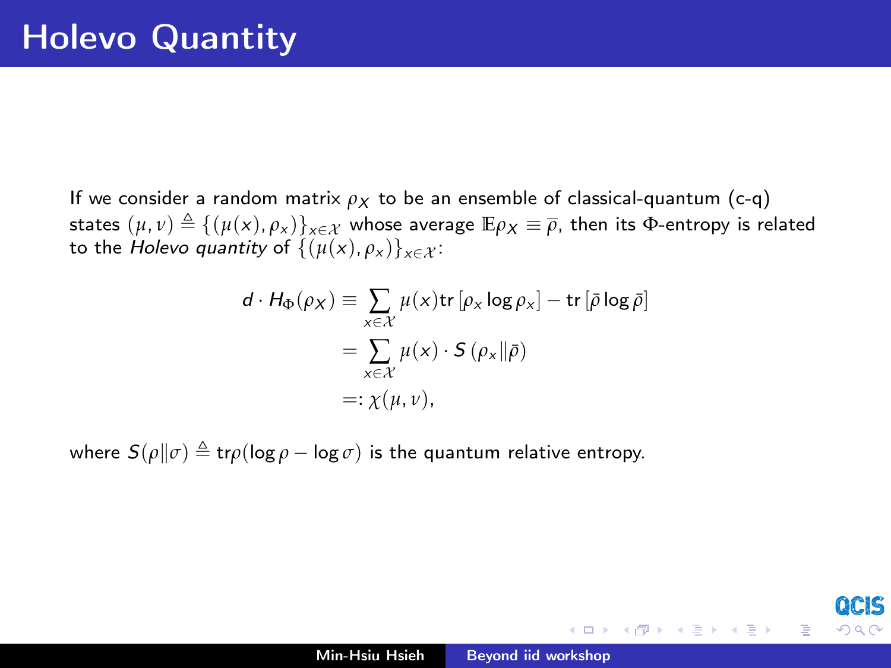# Holevo Quantity

If we consider a random matrix $\rho_X$ to be an ensemble of classical-quantum (c-q) states $(\mu, \nu) \triangleq \{(\mu(x), \rho_x)\}_{x\in\mathcal{X}}$ whose average $\mathbb{E}\rho_X \equiv \bar{\rho}$, then its $\Phi$-entropy is related to the *Holevo quantity* of $\{(\mu(x), \rho_x)\}_{x\in\mathcal{X}}$:

$$
\begin{aligned}
d \cdot H_\Phi(\rho_X) &\equiv \sum_{x\in\mathcal{X}} \mu(x) \mathrm{tr}\left[\rho_x \log \rho_x\right] - \mathrm{tr}\left[\bar{\rho} \log \bar{\rho}\right] \\
&= \sum_{x\in\mathcal{X}} \mu(x) \cdot S\left(\rho_x \| \bar{\rho}\right) \\
&=: \chi(\mu, \nu),
\end{aligned}
$$

where $S(\rho\|\sigma) \triangleq \mathrm{tr}\rho(\log\rho - \log\sigma)$ is the quantum relative entropy.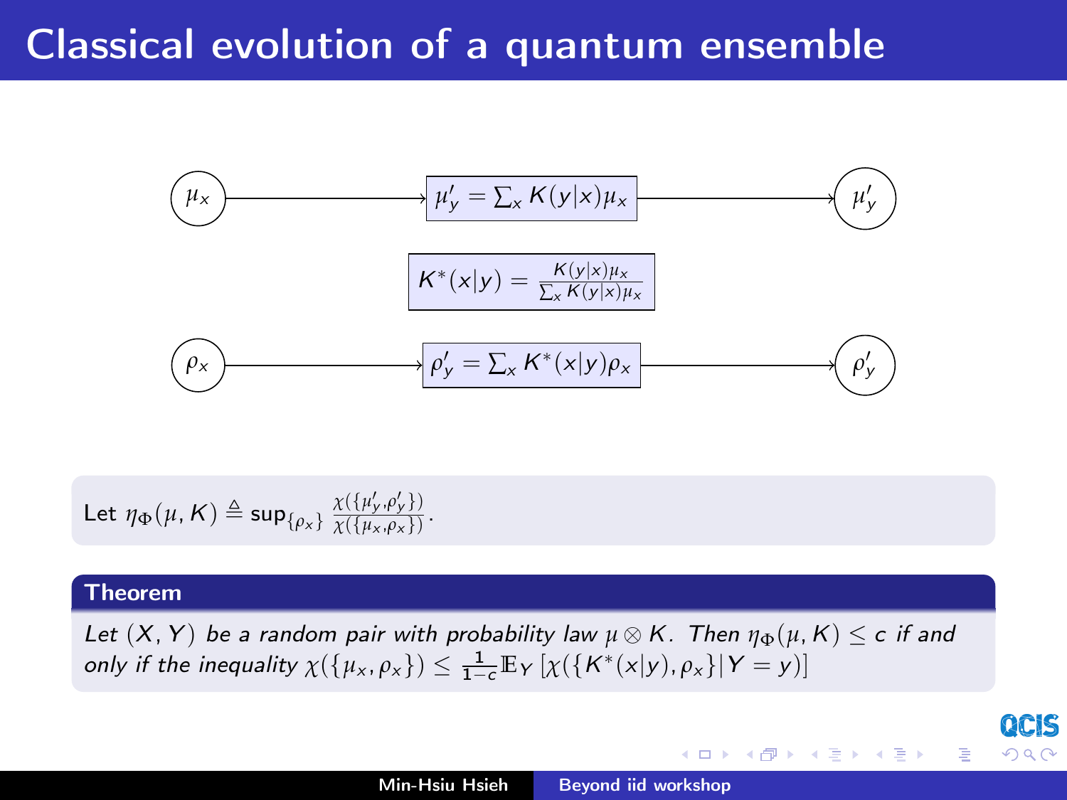# Classical evolution of a quantum ensemble

$\mu_x$ → $\mu'_y = \sum_x K(y|x)\mu_x$ → $\mu'_y$

$$K^*(x|y) = \frac{K(y|x)\mu_x}{\sum_x K(y|x)\mu_x}$$

$\rho_x$ → $\rho'_y = \sum_x K^*(x|y)\rho_x$ → $\rho'_y$

Let $\eta_\Phi(\mu, K) \triangleq \sup_{\{\rho_x\}} \frac{\chi(\{\mu'_y, \rho'_y\})}{\chi(\{\mu_x, \rho_x\})}$.

**Theorem**

*Let $(X, Y)$ be a random pair with probability law $\mu \otimes K$. Then $\eta_\Phi(\mu, K) \leq c$ if and only if the inequality $\chi(\{\mu_x, \rho_x\}) \leq \frac{1}{1-c}\mathbb{E}_Y\left[\chi(\{K^*(x|y), \rho_x\}|Y = y)\right]$*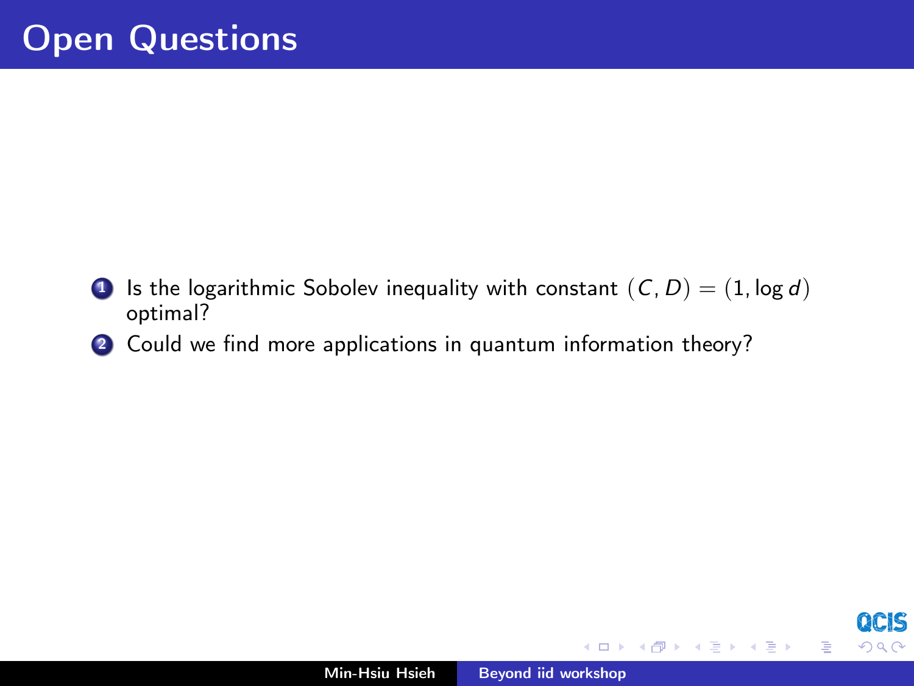# Open Questions

1. Is the logarithmic Sobolev inequality with constant $(C, D) = (1, \log d)$ optimal?
2. Could we find more applications in quantum information theory?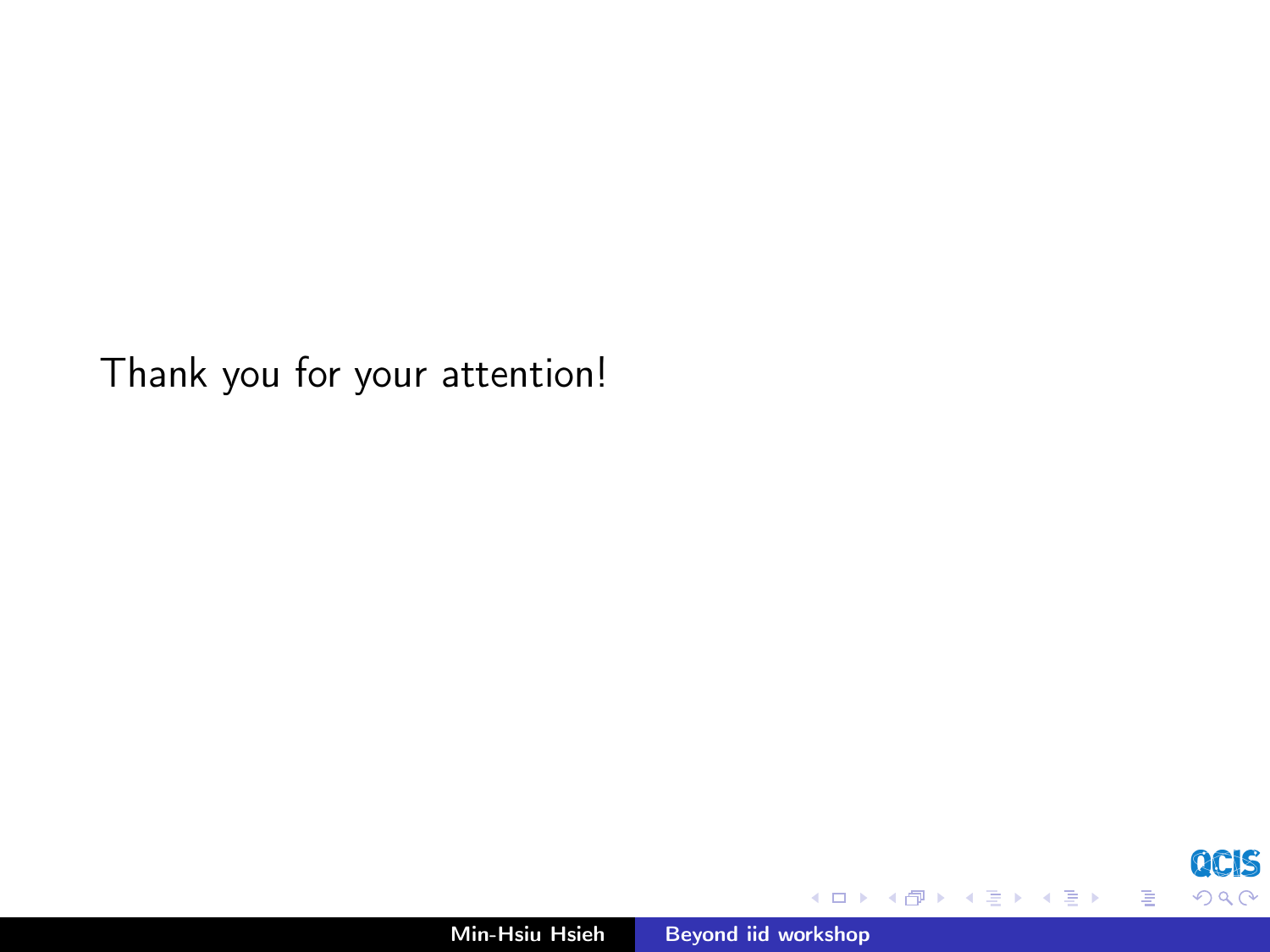Thank you for your attention!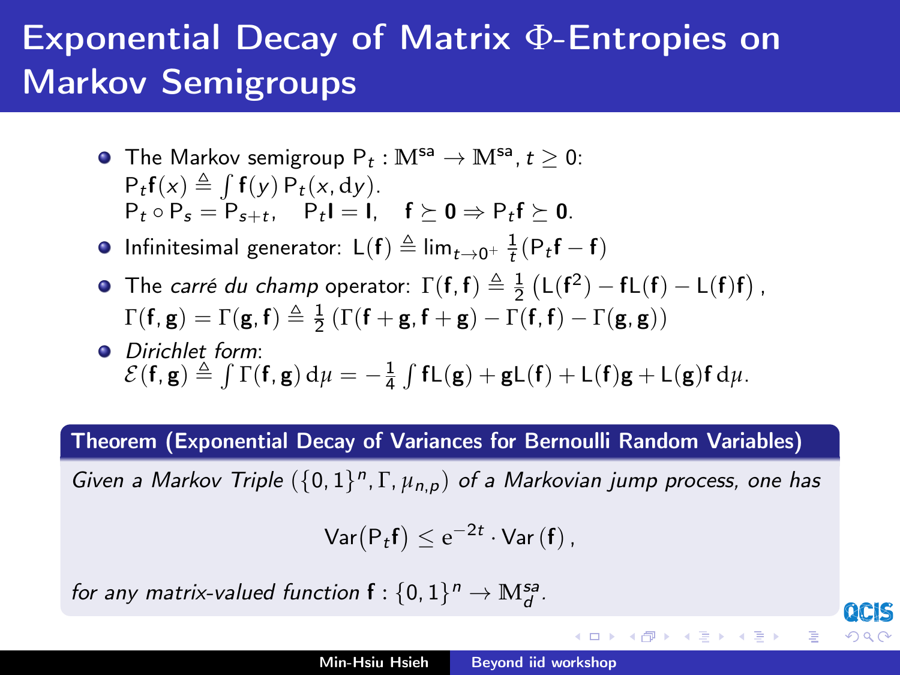# Exponential Decay of Matrix Φ-Entropies on Markov Semigroups

- The Markov semigroup $\mathsf{P}_t : \mathbb{M}^{\text{sa}} \to \mathbb{M}^{\text{sa}}$, $t \geq 0$:
  $\mathsf{P}_t \mathbf{f}(x) \triangleq \int \mathbf{f}(y) \, \mathsf{P}_t(x, \mathrm{d}y)$.
  $\mathsf{P}_t \circ \mathsf{P}_s = \mathsf{P}_{s+t}, \quad \mathsf{P}_t \mathbf{I} = \mathbf{I}, \quad \mathbf{f} \succeq \mathbf{0} \Rightarrow \mathsf{P}_t \mathbf{f} \succeq \mathbf{0}$.
- Infinitesimal generator: $\mathsf{L}(\mathbf{f}) \triangleq \lim_{t \to 0^+} \frac{1}{t}(\mathsf{P}_t \mathbf{f} - \mathbf{f})$
- The *carré du champ* operator: $\Gamma(\mathbf{f}, \mathbf{f}) \triangleq \frac{1}{2}\left(\mathsf{L}(\mathbf{f}^2) - \mathbf{f}\mathsf{L}(\mathbf{f}) - \mathsf{L}(\mathbf{f})\mathbf{f}\right)$,
  $\Gamma(\mathbf{f}, \mathbf{g}) = \Gamma(\mathbf{g}, \mathbf{f}) \triangleq \frac{1}{2}\left(\Gamma(\mathbf{f}+\mathbf{g}, \mathbf{f}+\mathbf{g}) - \Gamma(\mathbf{f}, \mathbf{f}) - \Gamma(\mathbf{g}, \mathbf{g})\right)$
- *Dirichlet form*:
  $\mathcal{E}(\mathbf{f}, \mathbf{g}) \triangleq \int \Gamma(\mathbf{f}, \mathbf{g}) \, \mathrm{d}\mu = -\frac{1}{4} \int \mathbf{f}\mathsf{L}(\mathbf{g}) + \mathbf{g}\mathsf{L}(\mathbf{f}) + \mathsf{L}(\mathbf{f})\mathbf{g} + \mathsf{L}(\mathbf{g})\mathbf{f} \, \mathrm{d}\mu$.

**Theorem (Exponential Decay of Variances for Bernoulli Random Variables)**

*Given a Markov Triple $(\{0,1\}^n, \Gamma, \mu_{n,p})$ of a Markovian jump process, one has*

$$\mathsf{Var}(\mathsf{P}_t \mathbf{f}) \leq \mathrm{e}^{-2t} \cdot \mathsf{Var}(\mathbf{f}),$$

*for any matrix-valued function $\mathbf{f} : \{0,1\}^n \to \mathbb{M}_d^{sa}$.*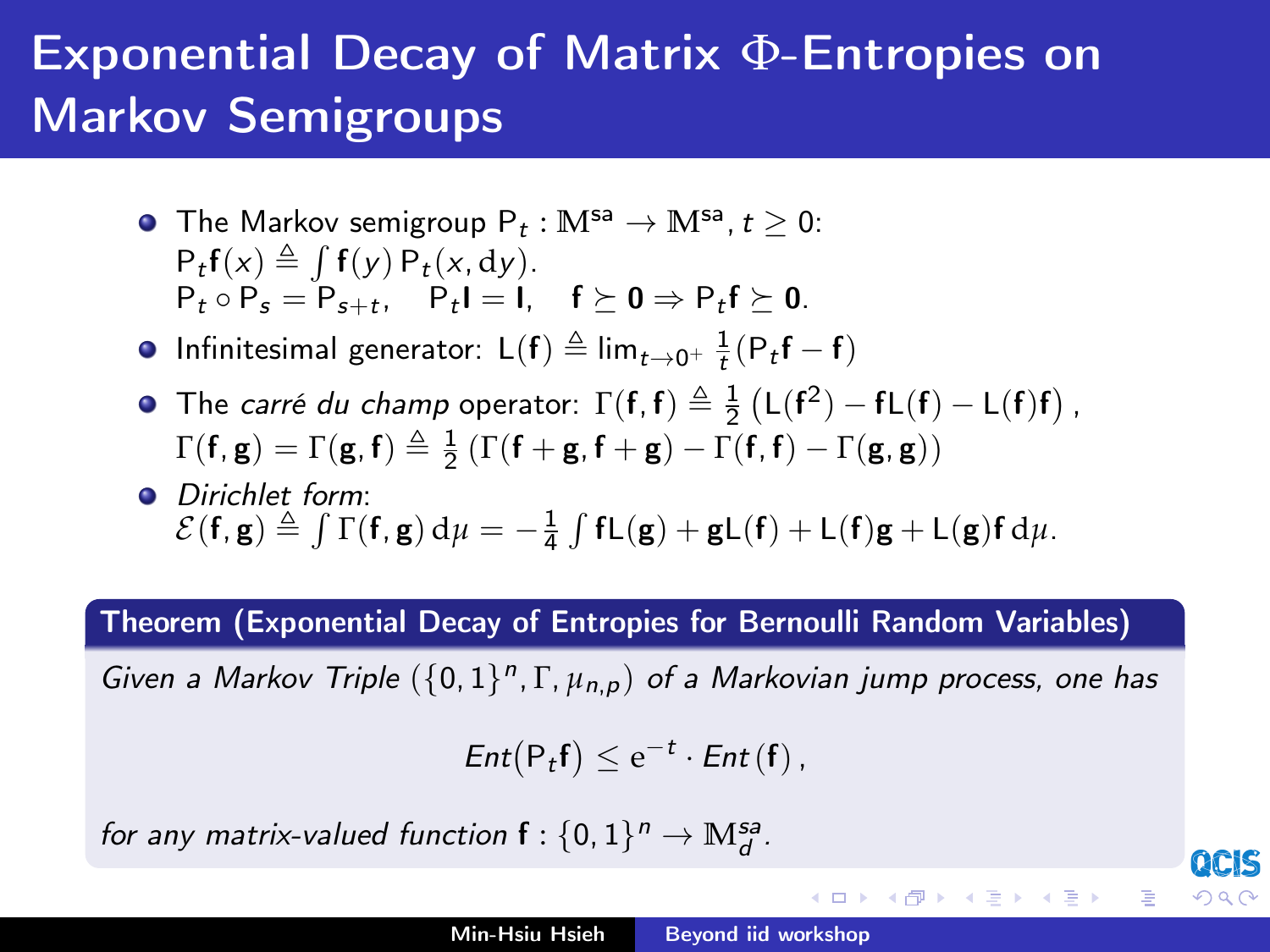# Exponential Decay of Matrix Φ-Entropies on Markov Semigroups

- The Markov semigroup $\mathsf{P}_t : \mathbb{M}^{\mathsf{sa}} \to \mathbb{M}^{\mathsf{sa}}$, $t \geq 0$:
  $\mathsf{P}_t \mathbf{f}(x) \triangleq \int \mathbf{f}(y)\, \mathsf{P}_t(x, \mathrm{d}y)$.
  $\mathsf{P}_t \circ \mathsf{P}_s = \mathsf{P}_{s+t}$, $\quad \mathsf{P}_t \mathbf{I} = \mathbf{I}$, $\quad \mathbf{f} \succeq \mathbf{0} \Rightarrow \mathsf{P}_t \mathbf{f} \succeq \mathbf{0}$.
- Infinitesimal generator: $\mathsf{L}(\mathbf{f}) \triangleq \lim_{t \to 0^+} \frac{1}{t}(\mathsf{P}_t \mathbf{f} - \mathbf{f})$
- The *carré du champ* operator: $\Gamma(\mathbf{f}, \mathbf{f}) \triangleq \frac{1}{2}\left(\mathsf{L}(\mathbf{f}^2) - \mathbf{f}\mathsf{L}(\mathbf{f}) - \mathsf{L}(\mathbf{f})\mathbf{f}\right)$,
  $\Gamma(\mathbf{f}, \mathbf{g}) = \Gamma(\mathbf{g}, \mathbf{f}) \triangleq \frac{1}{2}\left(\Gamma(\mathbf{f}+\mathbf{g}, \mathbf{f}+\mathbf{g}) - \Gamma(\mathbf{f}, \mathbf{f}) - \Gamma(\mathbf{g}, \mathbf{g})\right)$
- *Dirichlet form*:
  $\mathcal{E}(\mathbf{f}, \mathbf{g}) \triangleq \int \Gamma(\mathbf{f}, \mathbf{g})\, \mathrm{d}\mu = -\frac{1}{4} \int \mathbf{f}\mathsf{L}(\mathbf{g}) + \mathbf{g}\mathsf{L}(\mathbf{f}) + \mathsf{L}(\mathbf{f})\mathbf{g} + \mathsf{L}(\mathbf{g})\mathbf{f}\, \mathrm{d}\mu$.

**Theorem (Exponential Decay of Entropies for Bernoulli Random Variables)**

*Given a Markov Triple $(\{0,1\}^n, \Gamma, \mu_{n,p})$ of a Markovian jump process, one has*

$$Ent\big(\mathsf{P}_t \mathbf{f}\big) \leq \mathrm{e}^{-t} \cdot Ent\,(\mathbf{f}),$$

*for any matrix-valued function $\mathbf{f} : \{0,1\}^n \to \mathbb{M}_d^{sa}$.*